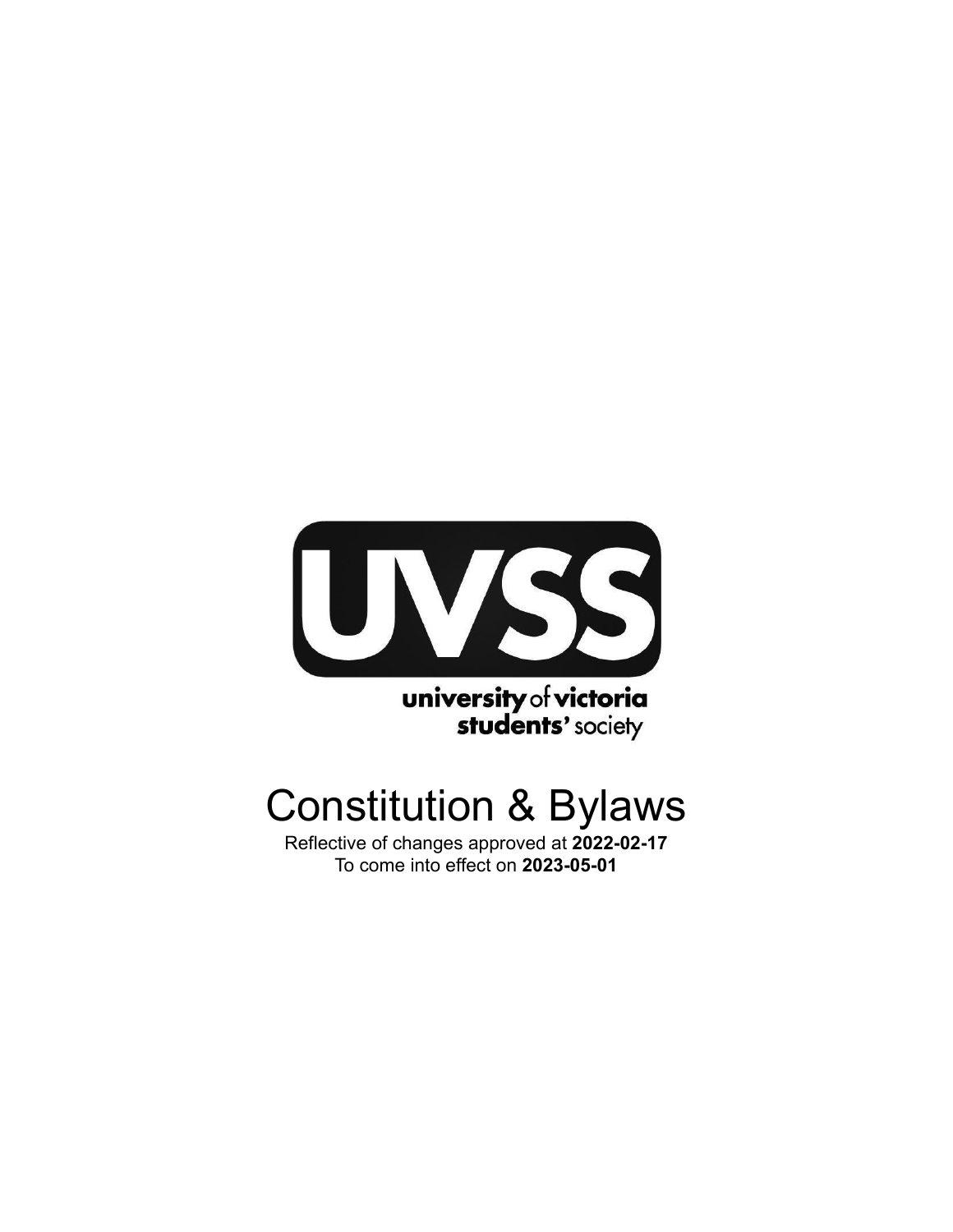UVSS

university of victoria
students' society

# Constitution & Bylaws

Reflective of changes approved at **2022-02-17**
To come into effect on **2023-05-01**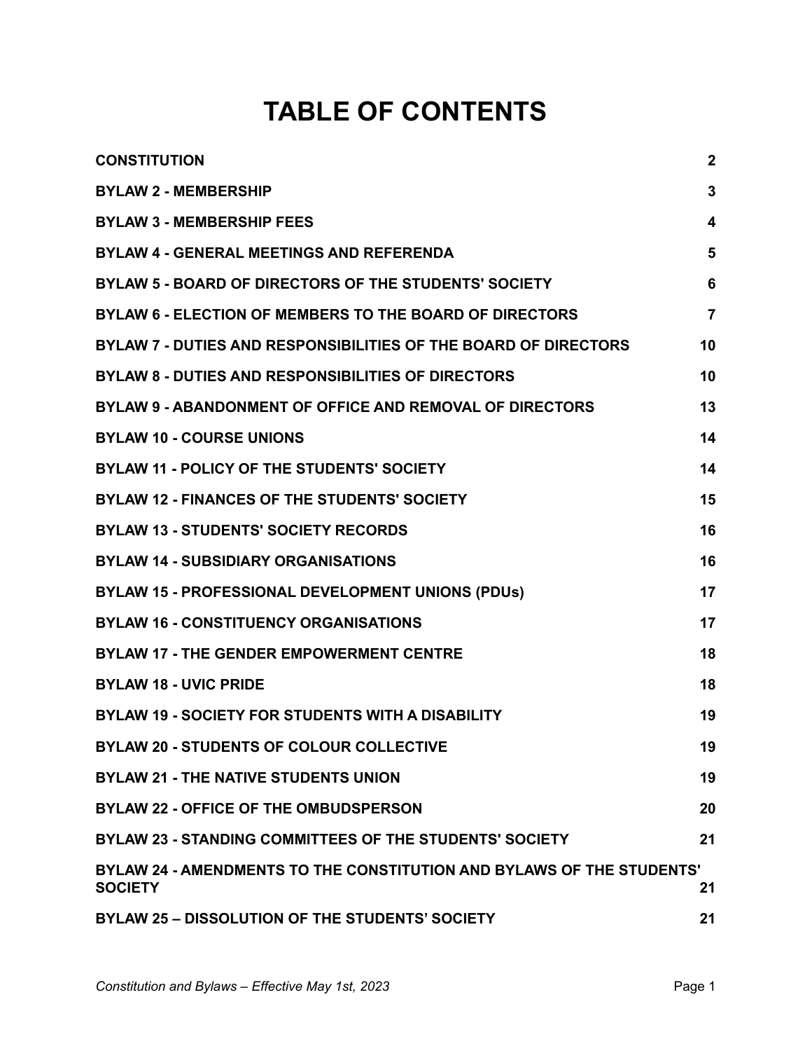# TABLE OF CONTENTS

| | |
|---|---|
| **CONSTITUTION** | **2** |
| **BYLAW 2 - MEMBERSHIP** | **3** |
| **BYLAW 3 - MEMBERSHIP FEES** | **4** |
| **BYLAW 4 - GENERAL MEETINGS AND REFERENDA** | **5** |
| **BYLAW 5 - BOARD OF DIRECTORS OF THE STUDENTS' SOCIETY** | **6** |
| **BYLAW 6 - ELECTION OF MEMBERS TO THE BOARD OF DIRECTORS** | **7** |
| **BYLAW 7 - DUTIES AND RESPONSIBILITIES OF THE BOARD OF DIRECTORS** | **10** |
| **BYLAW 8 - DUTIES AND RESPONSIBILITIES OF DIRECTORS** | **10** |
| **BYLAW 9 - ABANDONMENT OF OFFICE AND REMOVAL OF DIRECTORS** | **13** |
| **BYLAW 10 - COURSE UNIONS** | **14** |
| **BYLAW 11 - POLICY OF THE STUDENTS' SOCIETY** | **14** |
| **BYLAW 12 - FINANCES OF THE STUDENTS' SOCIETY** | **15** |
| **BYLAW 13 - STUDENTS' SOCIETY RECORDS** | **16** |
| **BYLAW 14 - SUBSIDIARY ORGANISATIONS** | **16** |
| **BYLAW 15 - PROFESSIONAL DEVELOPMENT UNIONS (PDUs)** | **17** |
| **BYLAW 16 - CONSTITUENCY ORGANISATIONS** | **17** |
| **BYLAW 17 - THE GENDER EMPOWERMENT CENTRE** | **18** |
| **BYLAW 18 - UVIC PRIDE** | **18** |
| **BYLAW 19 - SOCIETY FOR STUDENTS WITH A DISABILITY** | **19** |
| **BYLAW 20 - STUDENTS OF COLOUR COLLECTIVE** | **19** |
| **BYLAW 21 - THE NATIVE STUDENTS UNION** | **19** |
| **BYLAW 22 - OFFICE OF THE OMBUDSPERSON** | **20** |
| **BYLAW 23 - STANDING COMMITTEES OF THE STUDENTS' SOCIETY** | **21** |
| **BYLAW 24 - AMENDMENTS TO THE CONSTITUTION AND BYLAWS OF THE STUDENTS' SOCIETY** | **21** |
| **BYLAW 25 – DISSOLUTION OF THE STUDENTS' SOCIETY** | **21** |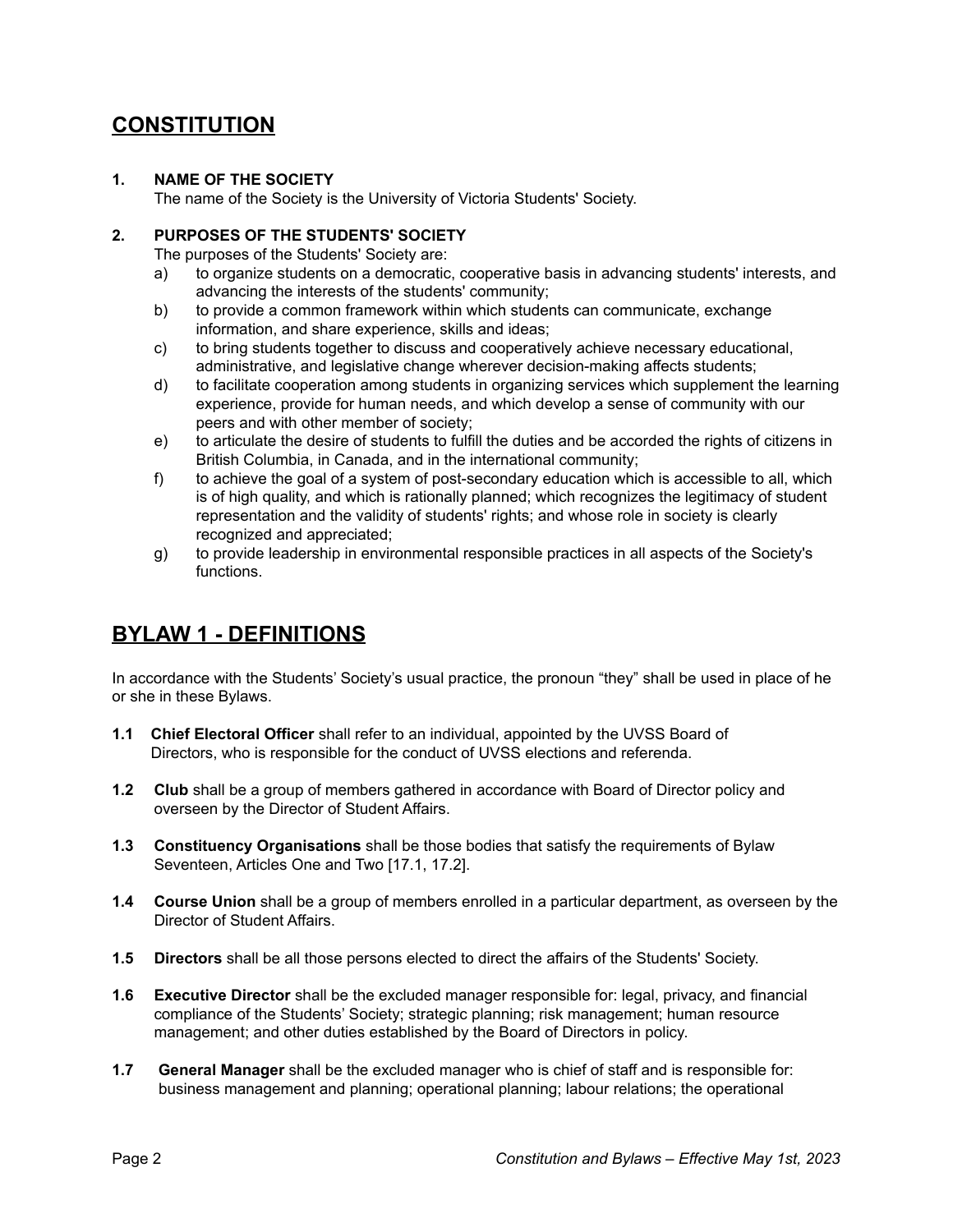## CONSTITUTION

**1. NAME OF THE SOCIETY**

The name of the Society is the University of Victoria Students' Society.

**2. PURPOSES OF THE STUDENTS' SOCIETY**

The purposes of the Students' Society are:

a) to organize students on a democratic, cooperative basis in advancing students' interests, and advancing the interests of the students' community;

b) to provide a common framework within which students can communicate, exchange information, and share experience, skills and ideas;

c) to bring students together to discuss and cooperatively achieve necessary educational, administrative, and legislative change wherever decision-making affects students;

d) to facilitate cooperation among students in organizing services which supplement the learning experience, provide for human needs, and which develop a sense of community with our peers and with other member of society;

e) to articulate the desire of students to fulfill the duties and be accorded the rights of citizens in British Columbia, in Canada, and in the international community;

f) to achieve the goal of a system of post-secondary education which is accessible to all, which is of high quality, and which is rationally planned; which recognizes the legitimacy of student representation and the validity of students' rights; and whose role in society is clearly recognized and appreciated;

g) to provide leadership in environmental responsible practices in all aspects of the Society's functions.

## BYLAW 1 - DEFINITIONS

In accordance with the Students' Society's usual practice, the pronoun "they" shall be used in place of he or she in these Bylaws.

**1.1 Chief Electoral Officer** shall refer to an individual, appointed by the UVSS Board of Directors, who is responsible for the conduct of UVSS elections and referenda.

**1.2 Club** shall be a group of members gathered in accordance with Board of Director policy and overseen by the Director of Student Affairs.

**1.3 Constituency Organisations** shall be those bodies that satisfy the requirements of Bylaw Seventeen, Articles One and Two [17.1, 17.2].

**1.4 Course Union** shall be a group of members enrolled in a particular department, as overseen by the Director of Student Affairs.

**1.5 Directors** shall be all those persons elected to direct the affairs of the Students' Society.

**1.6 Executive Director** shall be the excluded manager responsible for: legal, privacy, and financial compliance of the Students' Society; strategic planning; risk management; human resource management; and other duties established by the Board of Directors in policy.

**1.7 General Manager** shall be the excluded manager who is chief of staff and is responsible for: business management and planning; operational planning; labour relations; the operational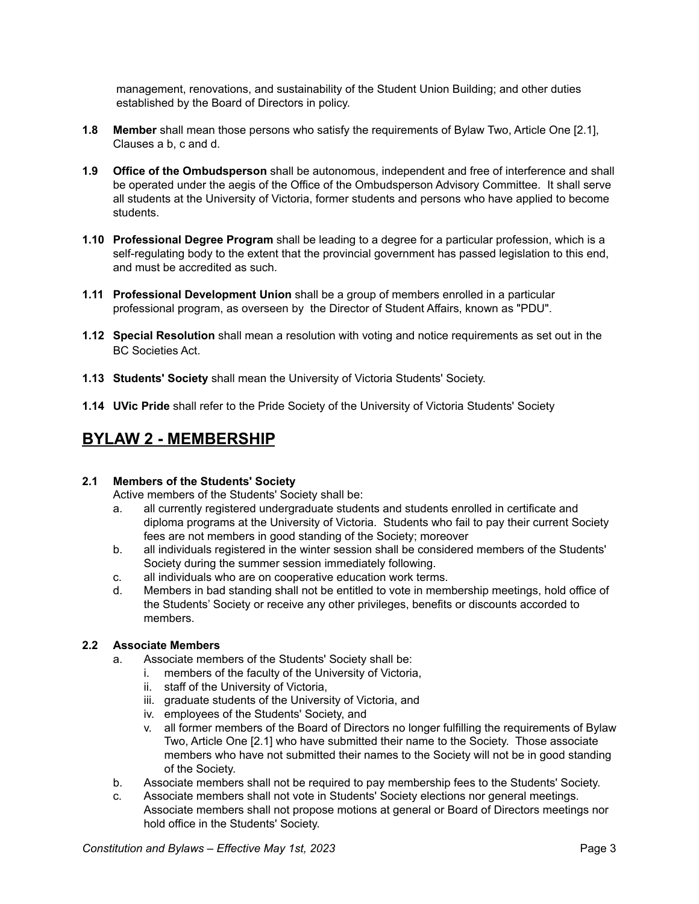management, renovations, and sustainability of the Student Union Building; and other duties established by the Board of Directors in policy.

**1.8** **Member** shall mean those persons who satisfy the requirements of Bylaw Two, Article One [2.1], Clauses a b, c and d.

**1.9** **Office of the Ombudsperson** shall be autonomous, independent and free of interference and shall be operated under the aegis of the Office of the Ombudsperson Advisory Committee. It shall serve all students at the University of Victoria, former students and persons who have applied to become students.

**1.10** **Professional Degree Program** shall be leading to a degree for a particular profession, which is a self-regulating body to the extent that the provincial government has passed legislation to this end, and must be accredited as such.

**1.11** **Professional Development Union** shall be a group of members enrolled in a particular professional program, as overseen by the Director of Student Affairs, known as "PDU".

**1.12** **Special Resolution** shall mean a resolution with voting and notice requirements as set out in the BC Societies Act.

**1.13** **Students' Society** shall mean the University of Victoria Students' Society.

**1.14** **UVic Pride** shall refer to the Pride Society of the University of Victoria Students' Society

## BYLAW 2 - MEMBERSHIP

**2.1** **Members of the Students' Society**

Active members of the Students' Society shall be:

a. all currently registered undergraduate students and students enrolled in certificate and diploma programs at the University of Victoria. Students who fail to pay their current Society fees are not members in good standing of the Society; moreover

b. all individuals registered in the winter session shall be considered members of the Students' Society during the summer session immediately following.

c. all individuals who are on cooperative education work terms.

d. Members in bad standing shall not be entitled to vote in membership meetings, hold office of the Students' Society or receive any other privileges, benefits or discounts accorded to members.

**2.2** **Associate Members**

a. Associate members of the Students' Society shall be:

   i. members of the faculty of the University of Victoria,

   ii. staff of the University of Victoria,

   iii. graduate students of the University of Victoria, and

   iv. employees of the Students' Society, and

   v. all former members of the Board of Directors no longer fulfilling the requirements of Bylaw Two, Article One [2.1] who have submitted their name to the Society. Those associate members who have not submitted their names to the Society will not be in good standing of the Society.

b. Associate members shall not be required to pay membership fees to the Students' Society.

c. Associate members shall not vote in Students' Society elections nor general meetings. Associate members shall not propose motions at general or Board of Directors meetings nor hold office in the Students' Society.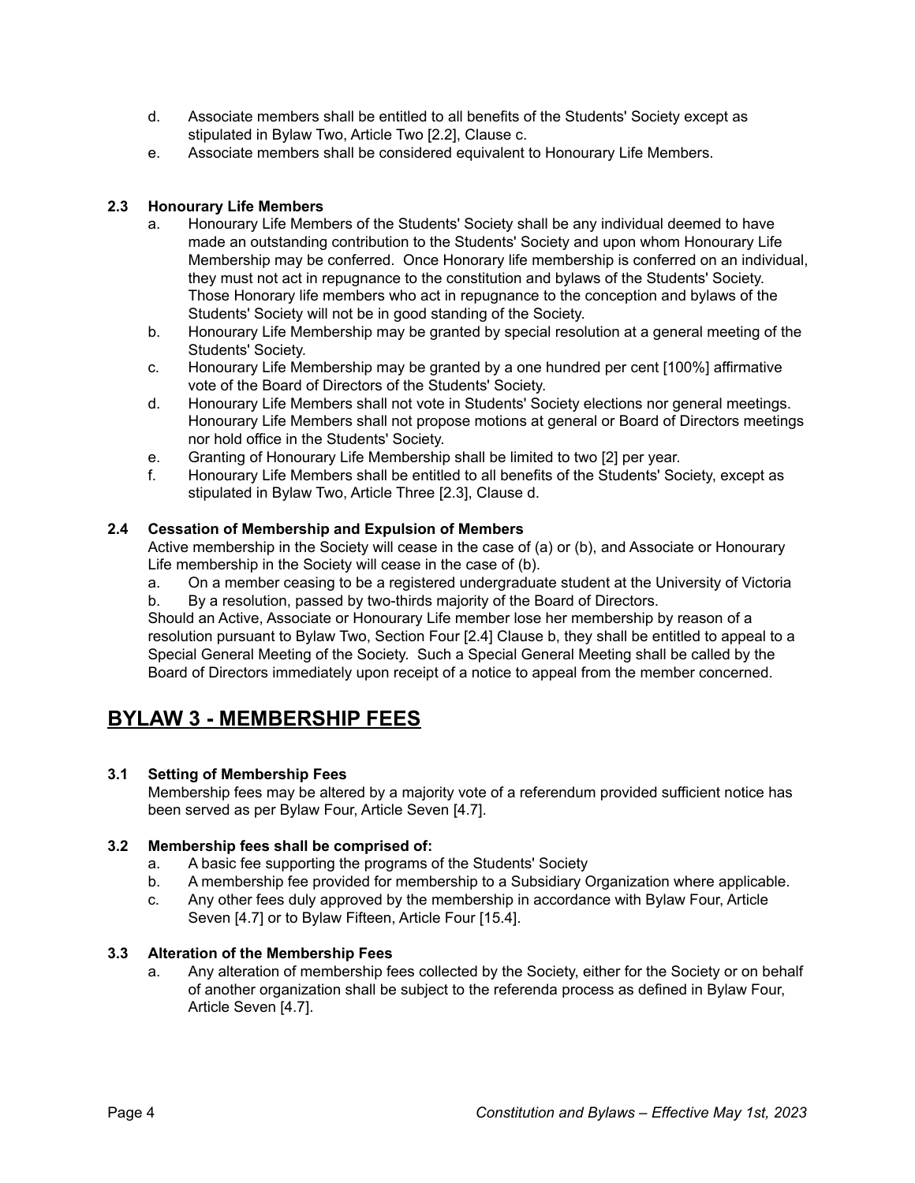d. Associate members shall be entitled to all benefits of the Students' Society except as stipulated in Bylaw Two, Article Two [2.2], Clause c.
e. Associate members shall be considered equivalent to Honourary Life Members.

### 2.3 Honourary Life Members

a. Honourary Life Members of the Students' Society shall be any individual deemed to have made an outstanding contribution to the Students' Society and upon whom Honourary Life Membership may be conferred. Once Honorary life membership is conferred on an individual, they must not act in repugnance to the constitution and bylaws of the Students' Society. Those Honorary life members who act in repugnance to the conception and bylaws of the Students' Society will not be in good standing of the Society.
b. Honourary Life Membership may be granted by special resolution at a general meeting of the Students' Society.
c. Honourary Life Membership may be granted by a one hundred per cent [100%] affirmative vote of the Board of Directors of the Students' Society.
d. Honourary Life Members shall not vote in Students' Society elections nor general meetings. Honourary Life Members shall not propose motions at general or Board of Directors meetings nor hold office in the Students' Society.
e. Granting of Honourary Life Membership shall be limited to two [2] per year.
f. Honourary Life Members shall be entitled to all benefits of the Students' Society, except as stipulated in Bylaw Two, Article Three [2.3], Clause d.

### 2.4 Cessation of Membership and Expulsion of Members

Active membership in the Society will cease in the case of (a) or (b), and Associate or Honourary Life membership in the Society will cease in the case of (b).

a. On a member ceasing to be a registered undergraduate student at the University of Victoria
b. By a resolution, passed by two-thirds majority of the Board of Directors.

Should an Active, Associate or Honourary Life member lose her membership by reason of a resolution pursuant to Bylaw Two, Section Four [2.4] Clause b, they shall be entitled to appeal to a Special General Meeting of the Society. Such a Special General Meeting shall be called by the Board of Directors immediately upon receipt of a notice to appeal from the member concerned.

## BYLAW 3 - MEMBERSHIP FEES

### 3.1 Setting of Membership Fees

Membership fees may be altered by a majority vote of a referendum provided sufficient notice has been served as per Bylaw Four, Article Seven [4.7].

### 3.2 Membership fees shall be comprised of:

a. A basic fee supporting the programs of the Students' Society
b. A membership fee provided for membership to a Subsidiary Organization where applicable.
c. Any other fees duly approved by the membership in accordance with Bylaw Four, Article Seven [4.7] or to Bylaw Fifteen, Article Four [15.4].

### 3.3 Alteration of the Membership Fees

a. Any alteration of membership fees collected by the Society, either for the Society or on behalf of another organization shall be subject to the referenda process as defined in Bylaw Four, Article Seven [4.7].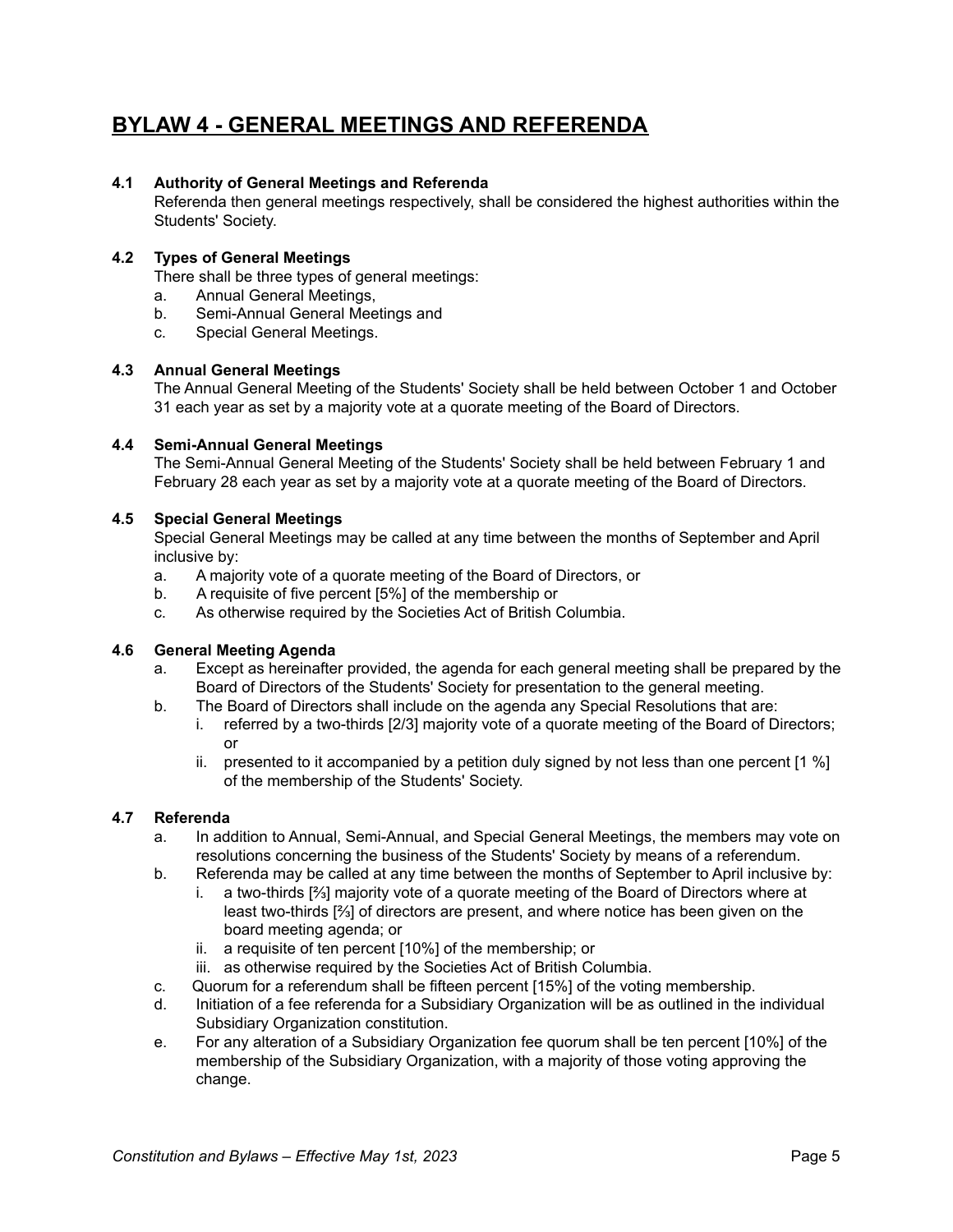# BYLAW 4 - GENERAL MEETINGS AND REFERENDA

**4.1 Authority of General Meetings and Referenda**

Referenda then general meetings respectively, shall be considered the highest authorities within the Students' Society.

**4.2 Types of General Meetings**

There shall be three types of general meetings:

a. Annual General Meetings,
b. Semi-Annual General Meetings and
c. Special General Meetings.

**4.3 Annual General Meetings**

The Annual General Meeting of the Students' Society shall be held between October 1 and October 31 each year as set by a majority vote at a quorate meeting of the Board of Directors.

**4.4 Semi-Annual General Meetings**

The Semi-Annual General Meeting of the Students' Society shall be held between February 1 and February 28 each year as set by a majority vote at a quorate meeting of the Board of Directors.

**4.5 Special General Meetings**

Special General Meetings may be called at any time between the months of September and April inclusive by:

a. A majority vote of a quorate meeting of the Board of Directors, or
b. A requisite of five percent [5%] of the membership or
c. As otherwise required by the Societies Act of British Columbia.

**4.6 General Meeting Agenda**

a. Except as hereinafter provided, the agenda for each general meeting shall be prepared by the Board of Directors of the Students' Society for presentation to the general meeting.
b. The Board of Directors shall include on the agenda any Special Resolutions that are:
   i. referred by a two-thirds [2/3] majority vote of a quorate meeting of the Board of Directors; or
   ii. presented to it accompanied by a petition duly signed by not less than one percent [1 %] of the membership of the Students' Society.

**4.7 Referenda**

a. In addition to Annual, Semi-Annual, and Special General Meetings, the members may vote on resolutions concerning the business of the Students' Society by means of a referendum.
b. Referenda may be called at any time between the months of September to April inclusive by:
   i. a two-thirds [⅔] majority vote of a quorate meeting of the Board of Directors where at least two-thirds [⅔] of directors are present, and where notice has been given on the board meeting agenda; or
   ii. a requisite of ten percent [10%] of the membership; or
   iii. as otherwise required by the Societies Act of British Columbia.
c. Quorum for a referendum shall be fifteen percent [15%] of the voting membership.
d. Initiation of a fee referenda for a Subsidiary Organization will be as outlined in the individual Subsidiary Organization constitution.
e. For any alteration of a Subsidiary Organization fee quorum shall be ten percent [10%] of the membership of the Subsidiary Organization, with a majority of those voting approving the change.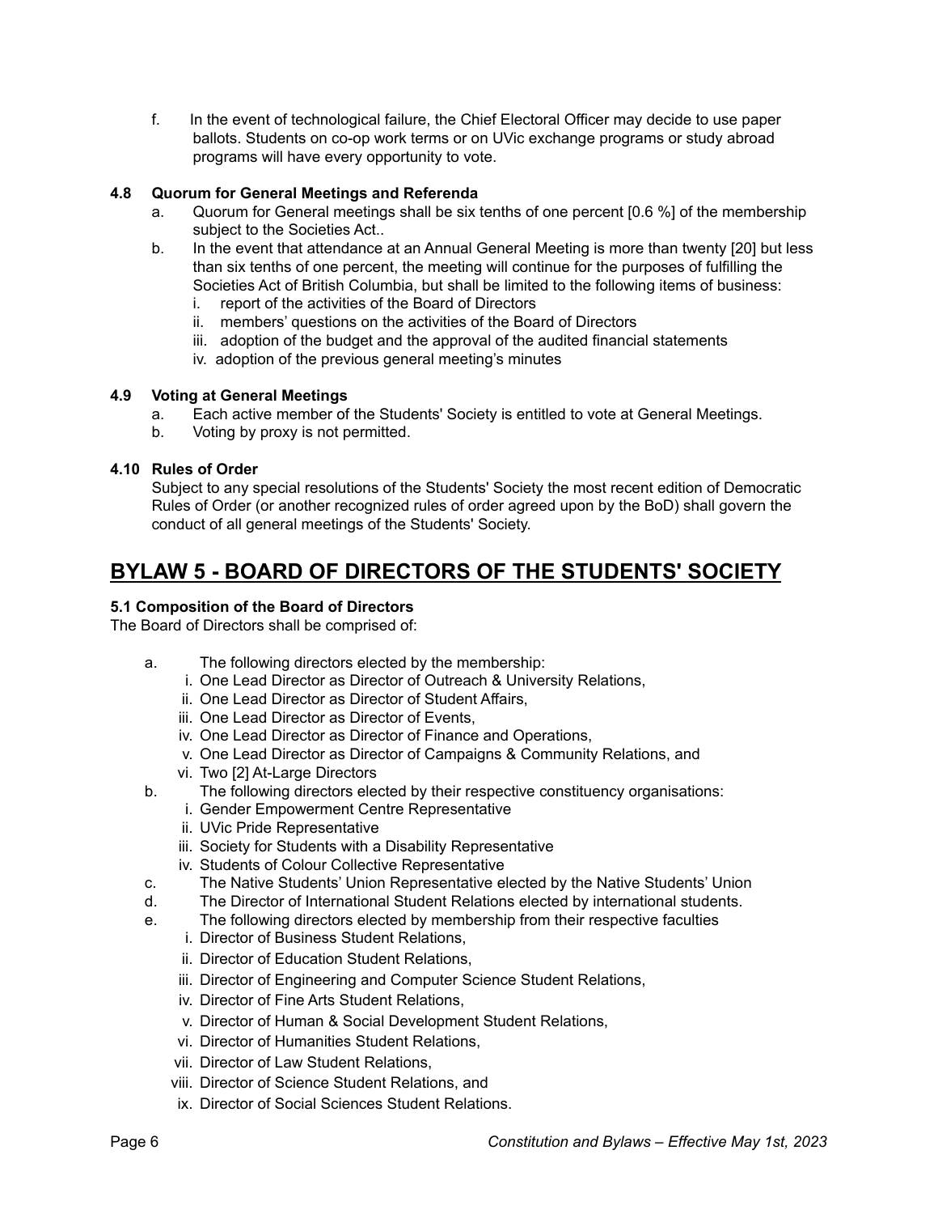f. In the event of technological failure, the Chief Electoral Officer may decide to use paper ballots. Students on co-op work terms or on UVic exchange programs or study abroad programs will have every opportunity to vote.

**4.8 Quorum for General Meetings and Referenda**

a. Quorum for General meetings shall be six tenths of one percent [0.6 %] of the membership subject to the Societies Act..

b. In the event that attendance at an Annual General Meeting is more than twenty [20] but less than six tenths of one percent, the meeting will continue for the purposes of fulfilling the Societies Act of British Columbia, but shall be limited to the following items of business:
   i. report of the activities of the Board of Directors
   ii. members' questions on the activities of the Board of Directors
   iii. adoption of the budget and the approval of the audited financial statements
   iv. adoption of the previous general meeting's minutes

**4.9 Voting at General Meetings**

a. Each active member of the Students' Society is entitled to vote at General Meetings.

b. Voting by proxy is not permitted.

**4.10 Rules of Order**

Subject to any special resolutions of the Students' Society the most recent edition of Democratic Rules of Order (or another recognized rules of order agreed upon by the BoD) shall govern the conduct of all general meetings of the Students' Society.

# BYLAW 5 - BOARD OF DIRECTORS OF THE STUDENTS' SOCIETY

**5.1 Composition of the Board of Directors**

The Board of Directors shall be comprised of:

a. The following directors elected by the membership:
   i. One Lead Director as Director of Outreach & University Relations,
   ii. One Lead Director as Director of Student Affairs,
   iii. One Lead Director as Director of Events,
   iv. One Lead Director as Director of Finance and Operations,
   v. One Lead Director as Director of Campaigns & Community Relations, and
   vi. Two [2] At-Large Directors

b. The following directors elected by their respective constituency organisations:
   i. Gender Empowerment Centre Representative
   ii. UVic Pride Representative
   iii. Society for Students with a Disability Representative
   iv. Students of Colour Collective Representative

c. The Native Students' Union Representative elected by the Native Students' Union

d. The Director of International Student Relations elected by international students.

e. The following directors elected by membership from their respective faculties
   i. Director of Business Student Relations,
   ii. Director of Education Student Relations,
   iii. Director of Engineering and Computer Science Student Relations,
   iv. Director of Fine Arts Student Relations,
   v. Director of Human & Social Development Student Relations,
   vi. Director of Humanities Student Relations,
   vii. Director of Law Student Relations,
   viii. Director of Science Student Relations, and
   ix. Director of Social Sciences Student Relations.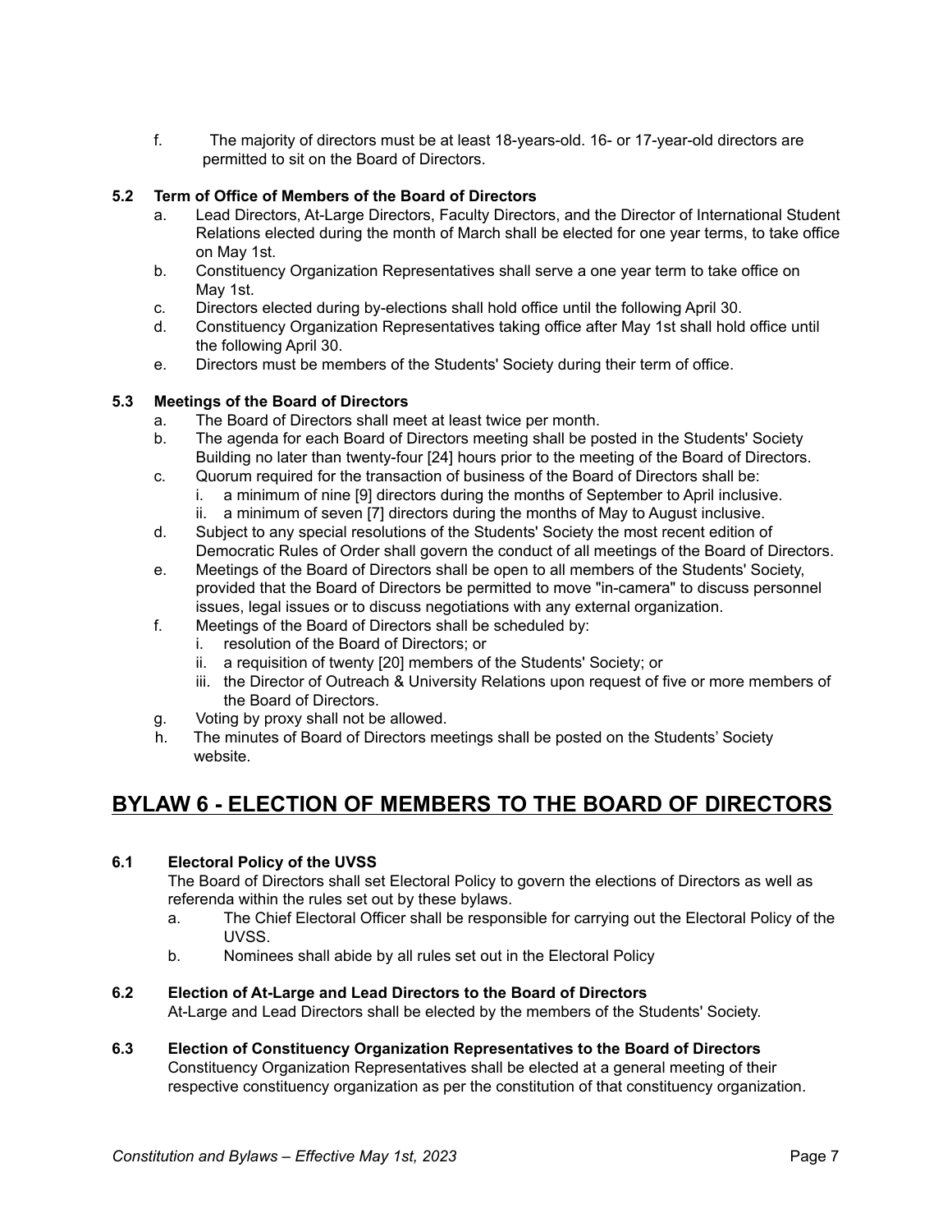f. The majority of directors must be at least 18-years-old. 16- or 17-year-old directors are permitted to sit on the Board of Directors.

**5.2 Term of Office of Members of the Board of Directors**

a. Lead Directors, At-Large Directors, Faculty Directors, and the Director of International Student Relations elected during the month of March shall be elected for one year terms, to take office on May 1st.

b. Constituency Organization Representatives shall serve a one year term to take office on May 1st.

c. Directors elected during by-elections shall hold office until the following April 30.

d. Constituency Organization Representatives taking office after May 1st shall hold office until the following April 30.

e. Directors must be members of the Students' Society during their term of office.

**5.3 Meetings of the Board of Directors**

a. The Board of Directors shall meet at least twice per month.

b. The agenda for each Board of Directors meeting shall be posted in the Students' Society Building no later than twenty-four [24] hours prior to the meeting of the Board of Directors.

c. Quorum required for the transaction of business of the Board of Directors shall be:
   i. a minimum of nine [9] directors during the months of September to April inclusive.
   ii. a minimum of seven [7] directors during the months of May to August inclusive.

d. Subject to any special resolutions of the Students' Society the most recent edition of Democratic Rules of Order shall govern the conduct of all meetings of the Board of Directors.

e. Meetings of the Board of Directors shall be open to all members of the Students' Society, provided that the Board of Directors be permitted to move "in-camera" to discuss personnel issues, legal issues or to discuss negotiations with any external organization.

f. Meetings of the Board of Directors shall be scheduled by:
   i. resolution of the Board of Directors; or
   ii. a requisition of twenty [20] members of the Students' Society; or
   iii. the Director of Outreach & University Relations upon request of five or more members of the Board of Directors.

g. Voting by proxy shall not be allowed.

h. The minutes of Board of Directors meetings shall be posted on the Students' Society website.

## BYLAW 6 - ELECTION OF MEMBERS TO THE BOARD OF DIRECTORS

**6.1 Electoral Policy of the UVSS**

The Board of Directors shall set Electoral Policy to govern the elections of Directors as well as referenda within the rules set out by these bylaws.

a. The Chief Electoral Officer shall be responsible for carrying out the Electoral Policy of the UVSS.

b. Nominees shall abide by all rules set out in the Electoral Policy

**6.2 Election of At-Large and Lead Directors to the Board of Directors**

At-Large and Lead Directors shall be elected by the members of the Students' Society.

**6.3 Election of Constituency Organization Representatives to the Board of Directors**

Constituency Organization Representatives shall be elected at a general meeting of their respective constituency organization as per the constitution of that constituency organization.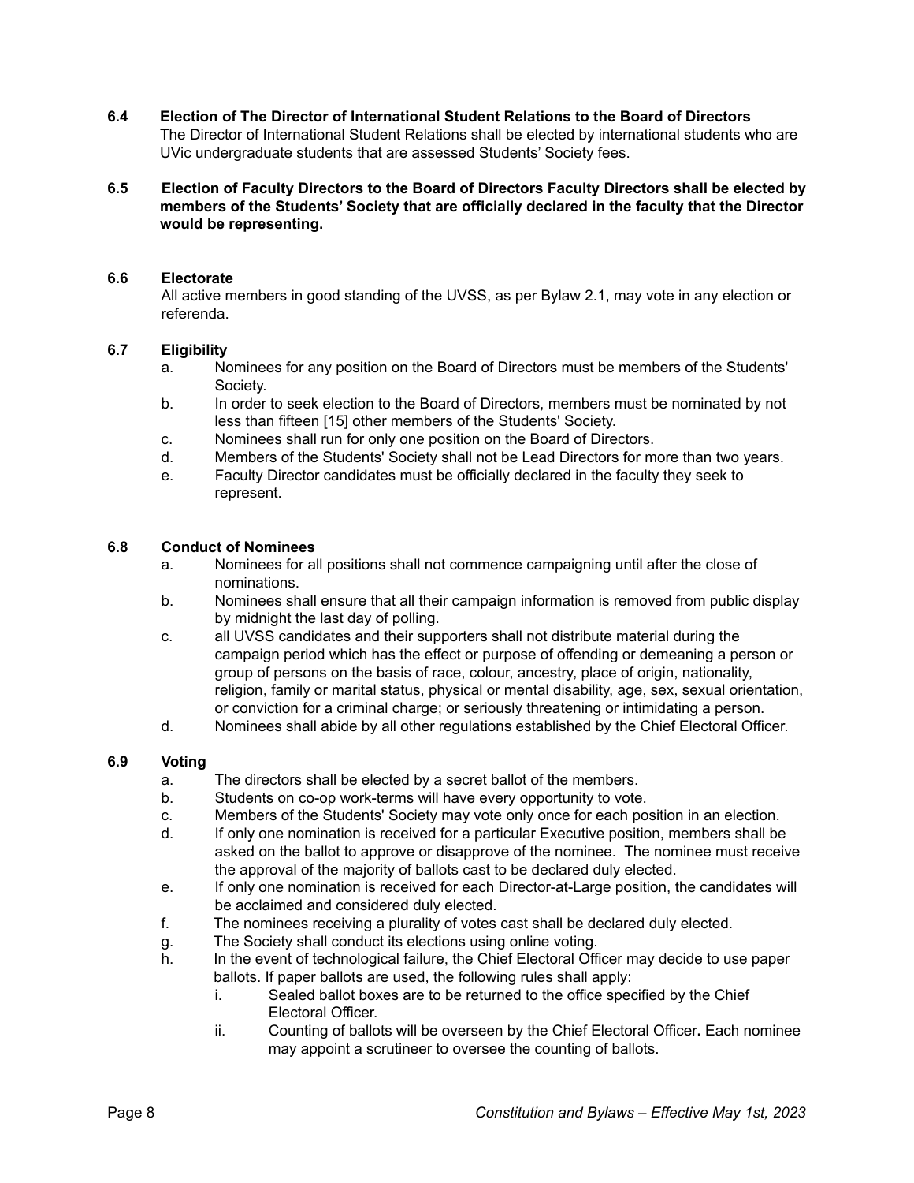**6.4 Election of The Director of International Student Relations to the Board of Directors**

The Director of International Student Relations shall be elected by international students who are UVic undergraduate students that are assessed Students' Society fees.

**6.5 Election of Faculty Directors to the Board of Directors Faculty Directors shall be elected by members of the Students' Society that are officially declared in the faculty that the Director would be representing.**

**6.6 Electorate**

All active members in good standing of the UVSS, as per Bylaw 2.1, may vote in any election or referenda.

**6.7 Eligibility**

a. Nominees for any position on the Board of Directors must be members of the Students' Society.
b. In order to seek election to the Board of Directors, members must be nominated by not less than fifteen [15] other members of the Students' Society.
c. Nominees shall run for only one position on the Board of Directors.
d. Members of the Students' Society shall not be Lead Directors for more than two years.
e. Faculty Director candidates must be officially declared in the faculty they seek to represent.

**6.8 Conduct of Nominees**

a. Nominees for all positions shall not commence campaigning until after the close of nominations.
b. Nominees shall ensure that all their campaign information is removed from public display by midnight the last day of polling.
c. all UVSS candidates and their supporters shall not distribute material during the campaign period which has the effect or purpose of offending or demeaning a person or group of persons on the basis of race, colour, ancestry, place of origin, nationality, religion, family or marital status, physical or mental disability, age, sex, sexual orientation, or conviction for a criminal charge; or seriously threatening or intimidating a person.
d. Nominees shall abide by all other regulations established by the Chief Electoral Officer.

**6.9 Voting**

a. The directors shall be elected by a secret ballot of the members.
b. Students on co-op work-terms will have every opportunity to vote.
c. Members of the Students' Society may vote only once for each position in an election.
d. If only one nomination is received for a particular Executive position, members shall be asked on the ballot to approve or disapprove of the nominee. The nominee must receive the approval of the majority of ballots cast to be declared duly elected.
e. If only one nomination is received for each Director-at-Large position, the candidates will be acclaimed and considered duly elected.
f. The nominees receiving a plurality of votes cast shall be declared duly elected.
g. The Society shall conduct its elections using online voting.
h. In the event of technological failure, the Chief Electoral Officer may decide to use paper ballots. If paper ballots are used, the following rules shall apply:
    i. Sealed ballot boxes are to be returned to the office specified by the Chief Electoral Officer.
    ii. Counting of ballots will be overseen by the Chief Electoral Officer**.** Each nominee may appoint a scrutineer to oversee the counting of ballots.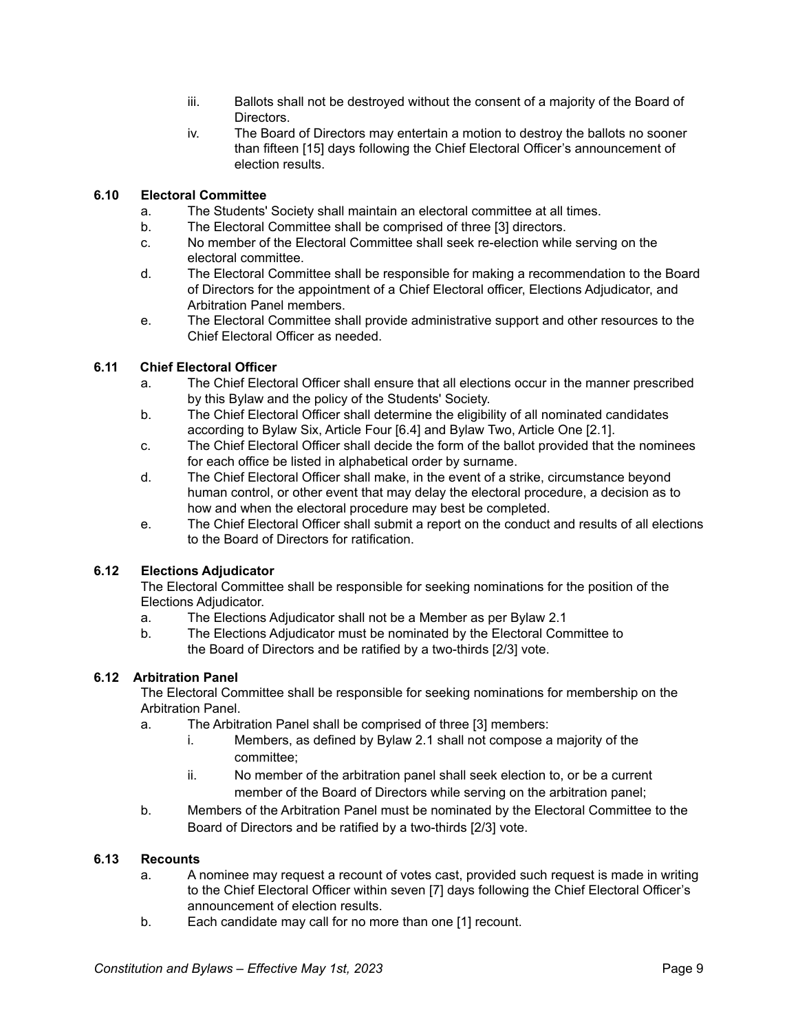iii. Ballots shall not be destroyed without the consent of a majority of the Board of Directors.

iv. The Board of Directors may entertain a motion to destroy the ballots no sooner than fifteen [15] days following the Chief Electoral Officer's announcement of election results.

### 6.10 Electoral Committee

a. The Students' Society shall maintain an electoral committee at all times.

b. The Electoral Committee shall be comprised of three [3] directors.

c. No member of the Electoral Committee shall seek re-election while serving on the electoral committee.

d. The Electoral Committee shall be responsible for making a recommendation to the Board of Directors for the appointment of a Chief Electoral officer, Elections Adjudicator, and Arbitration Panel members.

e. The Electoral Committee shall provide administrative support and other resources to the Chief Electoral Officer as needed.

### 6.11 Chief Electoral Officer

a. The Chief Electoral Officer shall ensure that all elections occur in the manner prescribed by this Bylaw and the policy of the Students' Society.

b. The Chief Electoral Officer shall determine the eligibility of all nominated candidates according to Bylaw Six, Article Four [6.4] and Bylaw Two, Article One [2.1].

c. The Chief Electoral Officer shall decide the form of the ballot provided that the nominees for each office be listed in alphabetical order by surname.

d. The Chief Electoral Officer shall make, in the event of a strike, circumstance beyond human control, or other event that may delay the electoral procedure, a decision as to how and when the electoral procedure may best be completed.

e. The Chief Electoral Officer shall submit a report on the conduct and results of all elections to the Board of Directors for ratification.

### 6.12 Elections Adjudicator

The Electoral Committee shall be responsible for seeking nominations for the position of the Elections Adjudicator.

a. The Elections Adjudicator shall not be a Member as per Bylaw 2.1

b. The Elections Adjudicator must be nominated by the Electoral Committee to the Board of Directors and be ratified by a two-thirds [2/3] vote.

### 6.12 Arbitration Panel

The Electoral Committee shall be responsible for seeking nominations for membership on the Arbitration Panel.

a. The Arbitration Panel shall be comprised of three [3] members:

   i. Members, as defined by Bylaw 2.1 shall not compose a majority of the committee;

   ii. No member of the arbitration panel shall seek election to, or be a current member of the Board of Directors while serving on the arbitration panel;

b. Members of the Arbitration Panel must be nominated by the Electoral Committee to the Board of Directors and be ratified by a two-thirds [2/3] vote.

### 6.13 Recounts

a. A nominee may request a recount of votes cast, provided such request is made in writing to the Chief Electoral Officer within seven [7] days following the Chief Electoral Officer's announcement of election results.

b. Each candidate may call for no more than one [1] recount.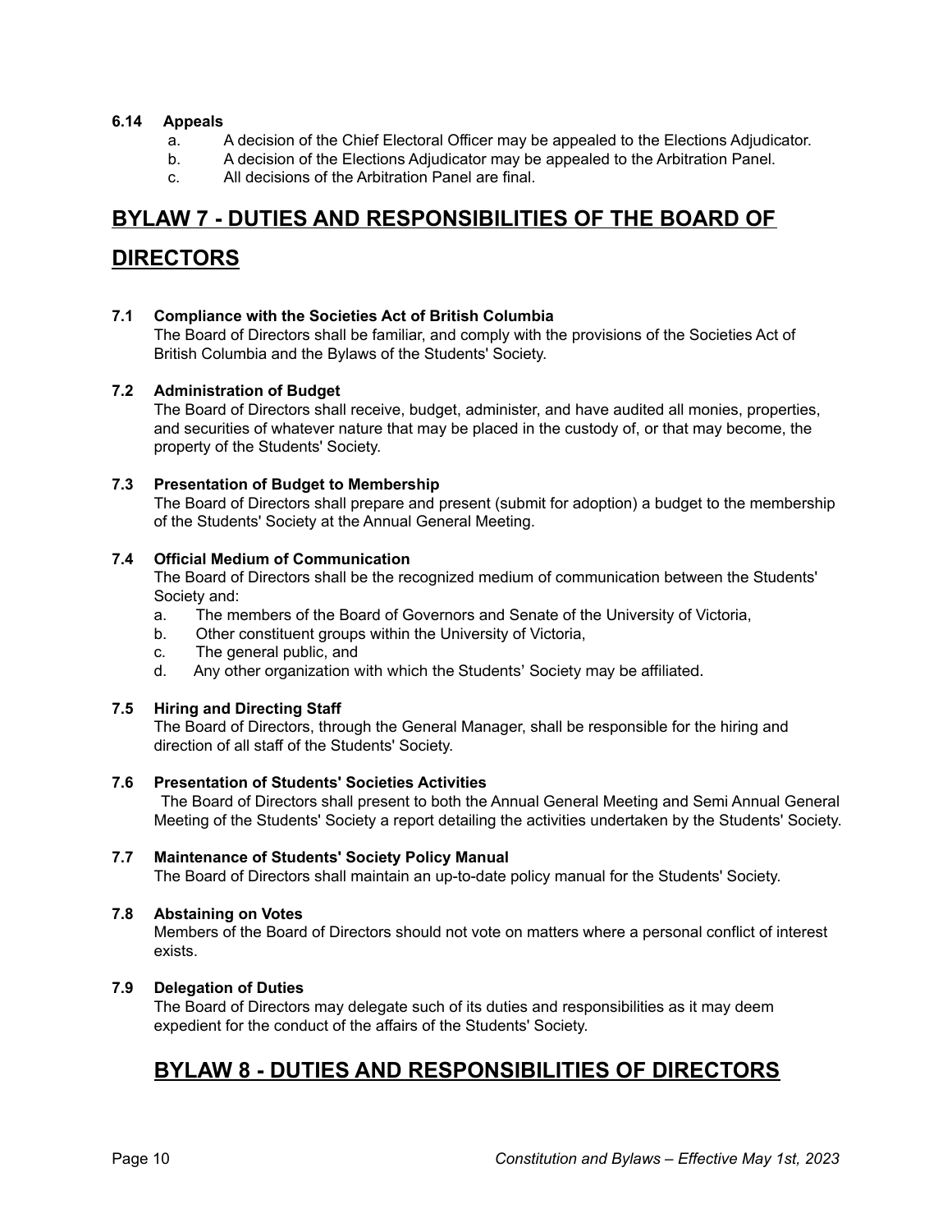### 6.14 Appeals

a. A decision of the Chief Electoral Officer may be appealed to the Elections Adjudicator.
b. A decision of the Elections Adjudicator may be appealed to the Arbitration Panel.
c. All decisions of the Arbitration Panel are final.

# BYLAW 7 - DUTIES AND RESPONSIBILITIES OF THE BOARD OF DIRECTORS

### 7.1 Compliance with the Societies Act of British Columbia

The Board of Directors shall be familiar, and comply with the provisions of the Societies Act of British Columbia and the Bylaws of the Students' Society.

### 7.2 Administration of Budget

The Board of Directors shall receive, budget, administer, and have audited all monies, properties, and securities of whatever nature that may be placed in the custody of, or that may become, the property of the Students' Society.

### 7.3 Presentation of Budget to Membership

The Board of Directors shall prepare and present (submit for adoption) a budget to the membership of the Students' Society at the Annual General Meeting.

### 7.4 Official Medium of Communication

The Board of Directors shall be the recognized medium of communication between the Students' Society and:

a. The members of the Board of Governors and Senate of the University of Victoria,
b. Other constituent groups within the University of Victoria,
c. The general public, and
d. Any other organization with which the Students' Society may be affiliated.

### 7.5 Hiring and Directing Staff

The Board of Directors, through the General Manager, shall be responsible for the hiring and direction of all staff of the Students' Society.

### 7.6 Presentation of Students' Societies Activities

The Board of Directors shall present to both the Annual General Meeting and Semi Annual General Meeting of the Students' Society a report detailing the activities undertaken by the Students' Society.

### 7.7 Maintenance of Students' Society Policy Manual

The Board of Directors shall maintain an up-to-date policy manual for the Students' Society.

### 7.8 Abstaining on Votes

Members of the Board of Directors should not vote on matters where a personal conflict of interest exists.

### 7.9 Delegation of Duties

The Board of Directors may delegate such of its duties and responsibilities as it may deem expedient for the conduct of the affairs of the Students' Society.

# BYLAW 8 - DUTIES AND RESPONSIBILITIES OF DIRECTORS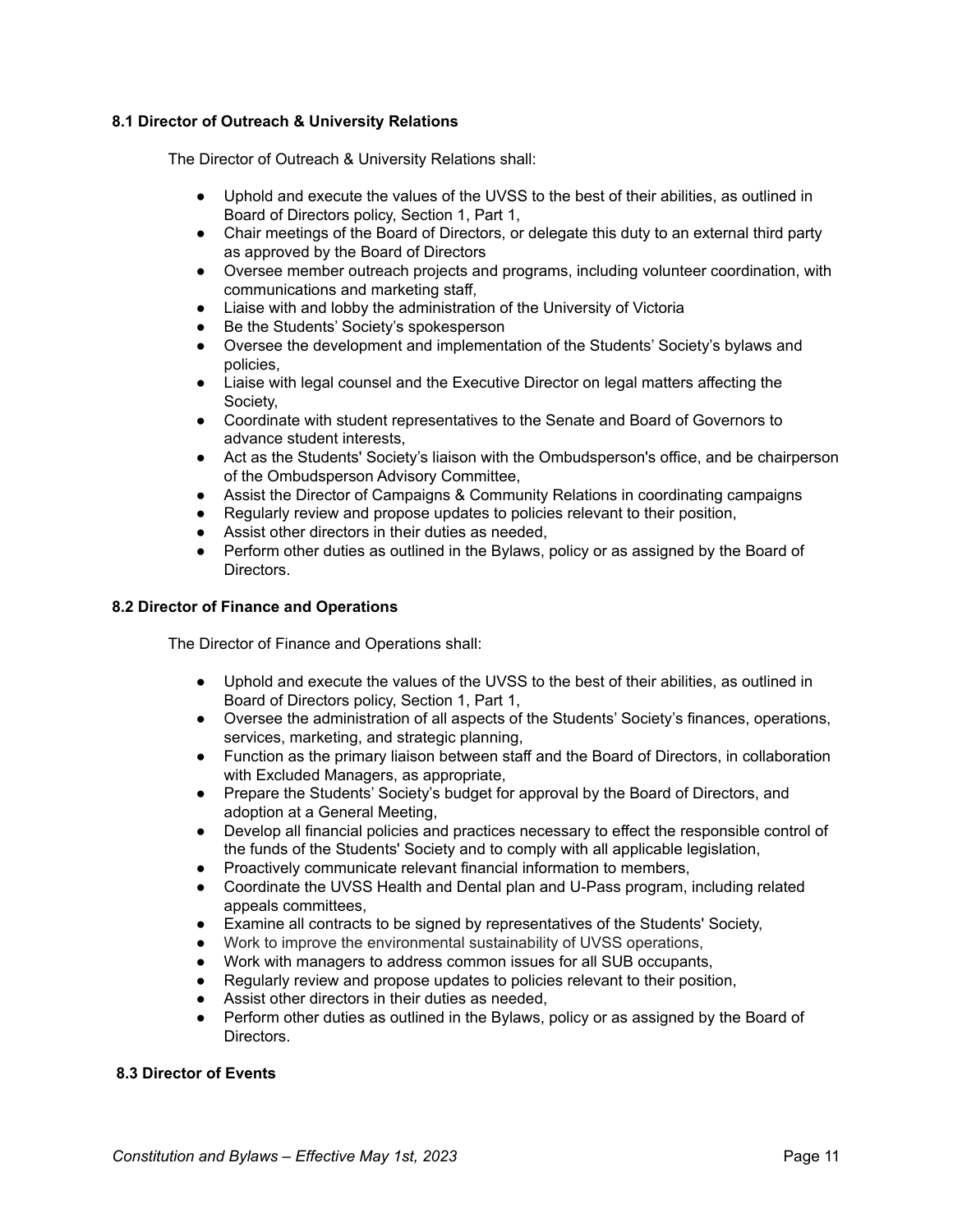### 8.1 Director of Outreach & University Relations

The Director of Outreach & University Relations shall:

- Uphold and execute the values of the UVSS to the best of their abilities, as outlined in Board of Directors policy, Section 1, Part 1,
- Chair meetings of the Board of Directors, or delegate this duty to an external third party as approved by the Board of Directors
- Oversee member outreach projects and programs, including volunteer coordination, with communications and marketing staff,
- Liaise with and lobby the administration of the University of Victoria
- Be the Students' Society's spokesperson
- Oversee the development and implementation of the Students' Society's bylaws and policies,
- Liaise with legal counsel and the Executive Director on legal matters affecting the Society,
- Coordinate with student representatives to the Senate and Board of Governors to advance student interests,
- Act as the Students' Society's liaison with the Ombudsperson's office, and be chairperson of the Ombudsperson Advisory Committee,
- Assist the Director of Campaigns & Community Relations in coordinating campaigns
- Regularly review and propose updates to policies relevant to their position,
- Assist other directors in their duties as needed,
- Perform other duties as outlined in the Bylaws, policy or as assigned by the Board of Directors.

### 8.2 Director of Finance and Operations

The Director of Finance and Operations shall:

- Uphold and execute the values of the UVSS to the best of their abilities, as outlined in Board of Directors policy, Section 1, Part 1,
- Oversee the administration of all aspects of the Students' Society's finances, operations, services, marketing, and strategic planning,
- Function as the primary liaison between staff and the Board of Directors, in collaboration with Excluded Managers, as appropriate,
- Prepare the Students' Society's budget for approval by the Board of Directors, and adoption at a General Meeting,
- Develop all financial policies and practices necessary to effect the responsible control of the funds of the Students' Society and to comply with all applicable legislation,
- Proactively communicate relevant financial information to members,
- Coordinate the UVSS Health and Dental plan and U-Pass program, including related appeals committees,
- Examine all contracts to be signed by representatives of the Students' Society,
- Work to improve the environmental sustainability of UVSS operations,
- Work with managers to address common issues for all SUB occupants,
- Regularly review and propose updates to policies relevant to their position,
- Assist other directors in their duties as needed,
- Perform other duties as outlined in the Bylaws, policy or as assigned by the Board of Directors.

### 8.3 Director of Events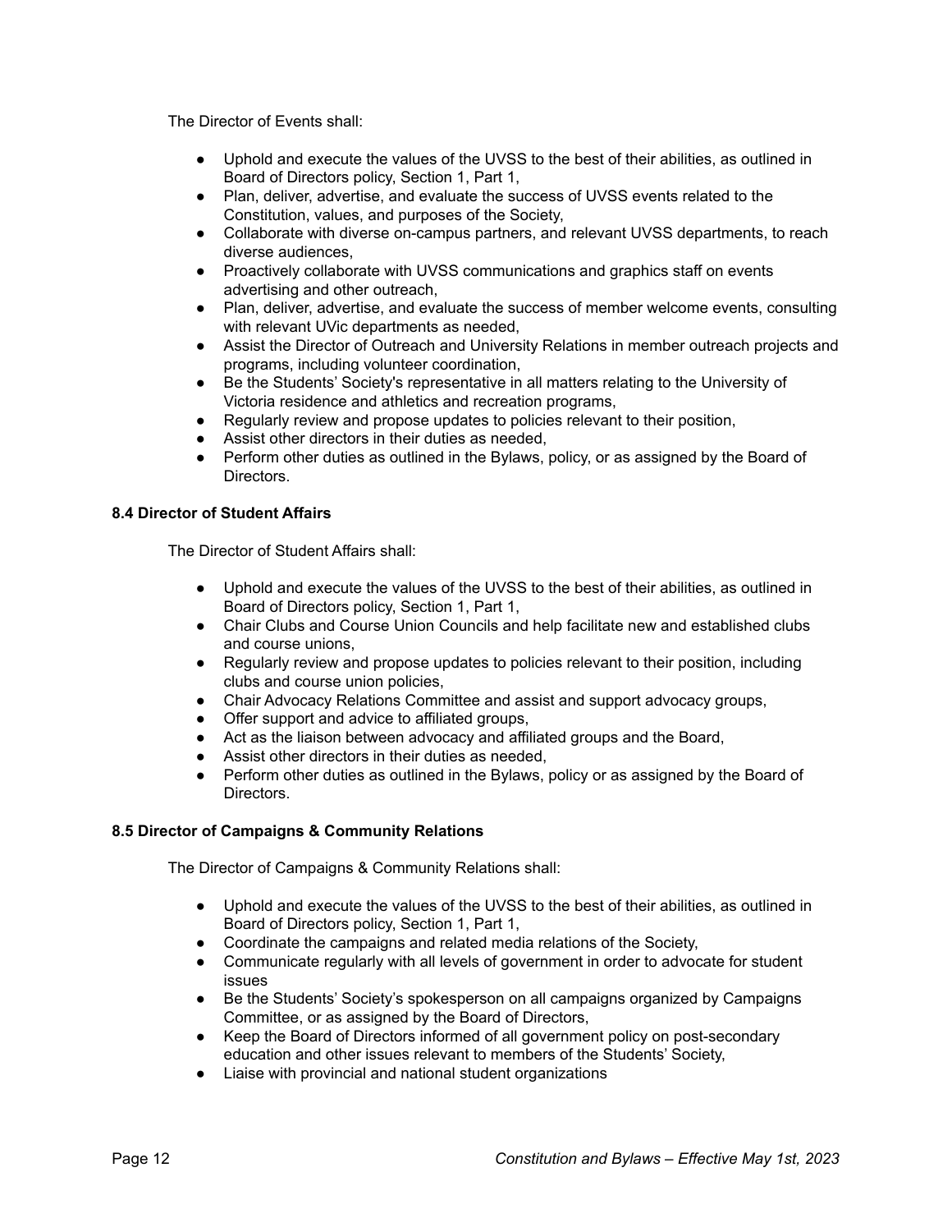The Director of Events shall:

- Uphold and execute the values of the UVSS to the best of their abilities, as outlined in Board of Directors policy, Section 1, Part 1,
- Plan, deliver, advertise, and evaluate the success of UVSS events related to the Constitution, values, and purposes of the Society,
- Collaborate with diverse on-campus partners, and relevant UVSS departments, to reach diverse audiences,
- Proactively collaborate with UVSS communications and graphics staff on events advertising and other outreach,
- Plan, deliver, advertise, and evaluate the success of member welcome events, consulting with relevant UVic departments as needed,
- Assist the Director of Outreach and University Relations in member outreach projects and programs, including volunteer coordination,
- Be the Students' Society's representative in all matters relating to the University of Victoria residence and athletics and recreation programs,
- Regularly review and propose updates to policies relevant to their position,
- Assist other directors in their duties as needed,
- Perform other duties as outlined in the Bylaws, policy, or as assigned by the Board of Directors.

**8.4 Director of Student Affairs**

The Director of Student Affairs shall:

- Uphold and execute the values of the UVSS to the best of their abilities, as outlined in Board of Directors policy, Section 1, Part 1,
- Chair Clubs and Course Union Councils and help facilitate new and established clubs and course unions,
- Regularly review and propose updates to policies relevant to their position, including clubs and course union policies,
- Chair Advocacy Relations Committee and assist and support advocacy groups,
- Offer support and advice to affiliated groups,
- Act as the liaison between advocacy and affiliated groups and the Board,
- Assist other directors in their duties as needed,
- Perform other duties as outlined in the Bylaws, policy or as assigned by the Board of Directors.

**8.5 Director of Campaigns & Community Relations**

The Director of Campaigns & Community Relations shall:

- Uphold and execute the values of the UVSS to the best of their abilities, as outlined in Board of Directors policy, Section 1, Part 1,
- Coordinate the campaigns and related media relations of the Society,
- Communicate regularly with all levels of government in order to advocate for student issues
- Be the Students' Society's spokesperson on all campaigns organized by Campaigns Committee, or as assigned by the Board of Directors,
- Keep the Board of Directors informed of all government policy on post-secondary education and other issues relevant to members of the Students' Society,
- Liaise with provincial and national student organizations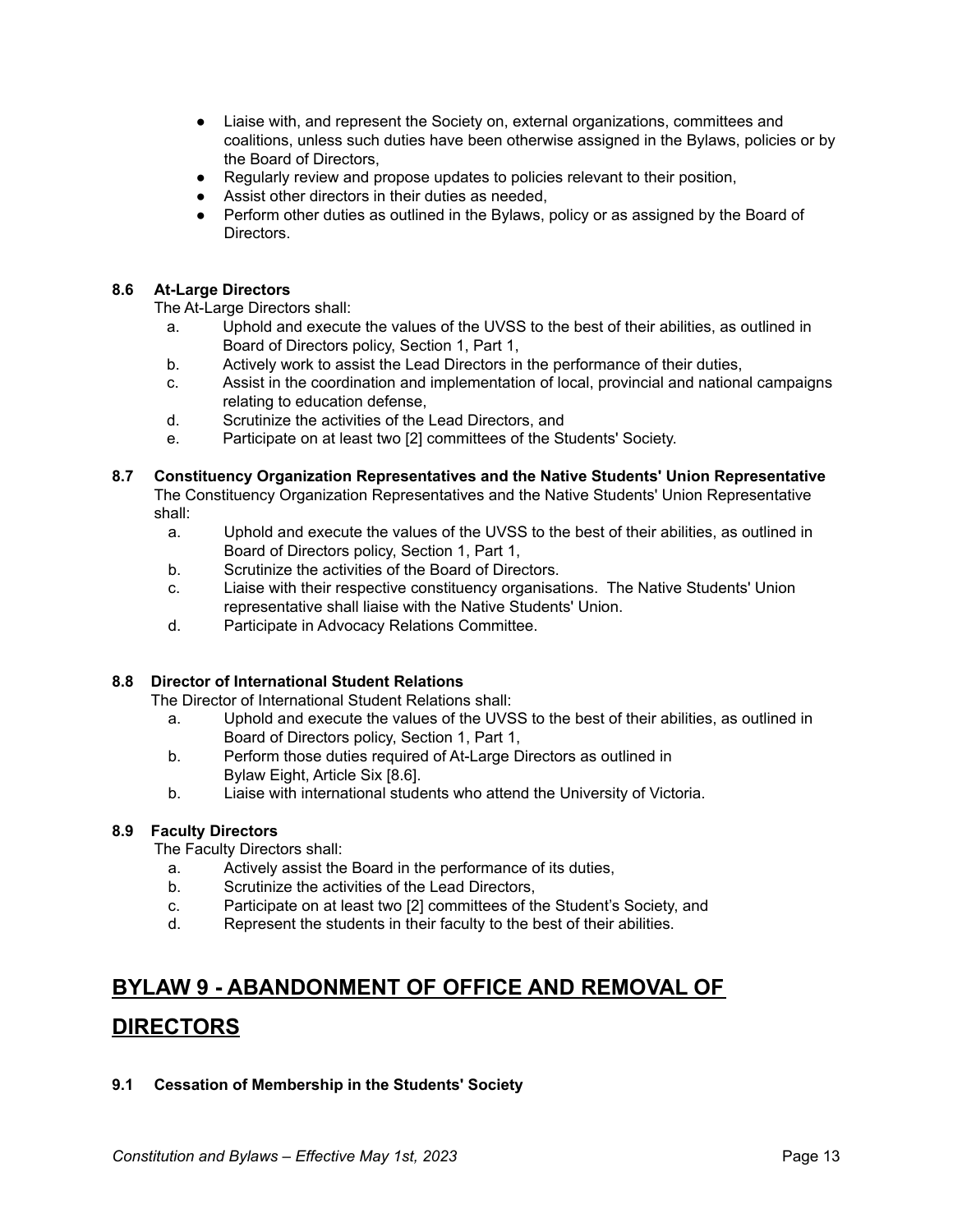- Liaise with, and represent the Society on, external organizations, committees and coalitions, unless such duties have been otherwise assigned in the Bylaws, policies or by the Board of Directors,
- Regularly review and propose updates to policies relevant to their position,
- Assist other directors in their duties as needed,
- Perform other duties as outlined in the Bylaws, policy or as assigned by the Board of Directors.

**8.6 At-Large Directors**

The At-Large Directors shall:

a. Uphold and execute the values of the UVSS to the best of their abilities, as outlined in Board of Directors policy, Section 1, Part 1,
b. Actively work to assist the Lead Directors in the performance of their duties,
c. Assist in the coordination and implementation of local, provincial and national campaigns relating to education defense,
d. Scrutinize the activities of the Lead Directors, and
e. Participate on at least two [2] committees of the Students' Society.

**8.7 Constituency Organization Representatives and the Native Students' Union Representative**

The Constituency Organization Representatives and the Native Students' Union Representative shall:

a. Uphold and execute the values of the UVSS to the best of their abilities, as outlined in Board of Directors policy, Section 1, Part 1,
b. Scrutinize the activities of the Board of Directors.
c. Liaise with their respective constituency organisations. The Native Students' Union representative shall liaise with the Native Students' Union.
d. Participate in Advocacy Relations Committee.

**8.8 Director of International Student Relations**

The Director of International Student Relations shall:

a. Uphold and execute the values of the UVSS to the best of their abilities, as outlined in Board of Directors policy, Section 1, Part 1,
b. Perform those duties required of At-Large Directors as outlined in Bylaw Eight, Article Six [8.6].
b. Liaise with international students who attend the University of Victoria.

**8.9 Faculty Directors**

The Faculty Directors shall:

a. Actively assist the Board in the performance of its duties,
b. Scrutinize the activities of the Lead Directors,
c. Participate on at least two [2] committees of the Student's Society, and
d. Represent the students in their faculty to the best of their abilities.

## BYLAW 9 - ABANDONMENT OF OFFICE AND REMOVAL OF DIRECTORS

**9.1 Cessation of Membership in the Students' Society**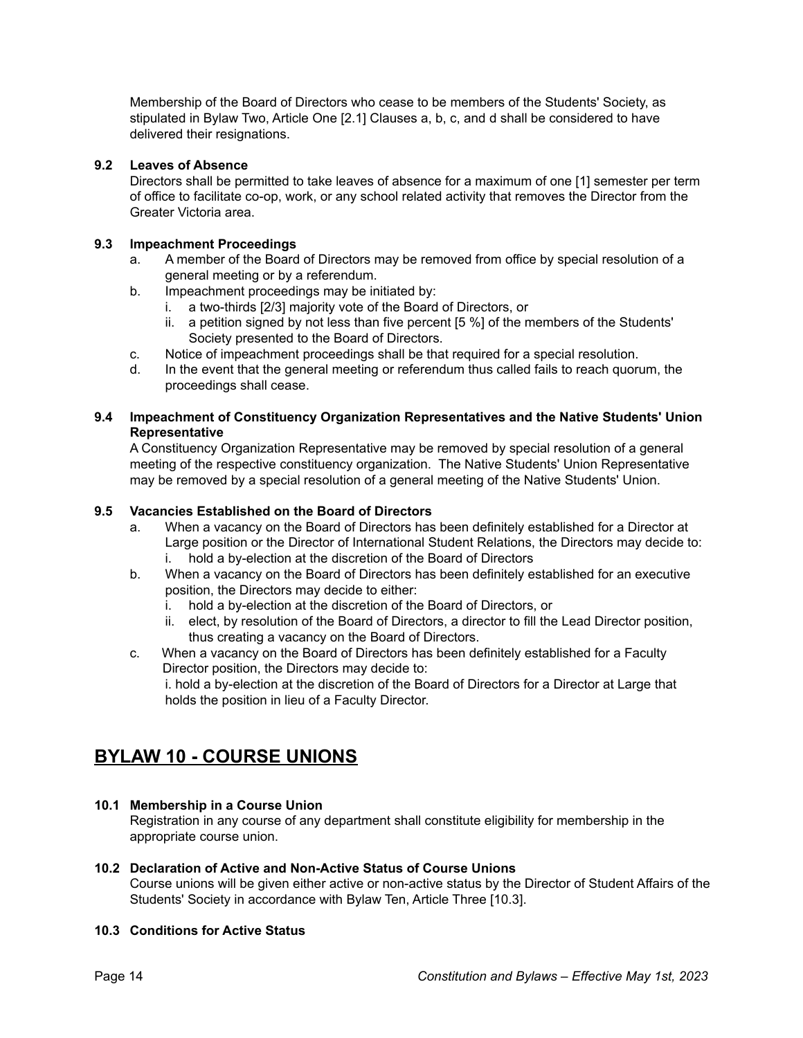Membership of the Board of Directors who cease to be members of the Students' Society, as stipulated in Bylaw Two, Article One [2.1] Clauses a, b, c, and d shall be considered to have delivered their resignations.

**9.2 Leaves of Absence**

Directors shall be permitted to take leaves of absence for a maximum of one [1] semester per term of office to facilitate co-op, work, or any school related activity that removes the Director from the Greater Victoria area.

**9.3 Impeachment Proceedings**

a. A member of the Board of Directors may be removed from office by special resolution of a general meeting or by a referendum.
b. Impeachment proceedings may be initiated by:
   i. a two-thirds [2/3] majority vote of the Board of Directors, or
   ii. a petition signed by not less than five percent [5 %] of the members of the Students' Society presented to the Board of Directors.
c. Notice of impeachment proceedings shall be that required for a special resolution.
d. In the event that the general meeting or referendum thus called fails to reach quorum, the proceedings shall cease.

**9.4 Impeachment of Constituency Organization Representatives and the Native Students' Union Representative**

A Constituency Organization Representative may be removed by special resolution of a general meeting of the respective constituency organization. The Native Students' Union Representative may be removed by a special resolution of a general meeting of the Native Students' Union.

**9.5 Vacancies Established on the Board of Directors**

a. When a vacancy on the Board of Directors has been definitely established for a Director at Large position or the Director of International Student Relations, the Directors may decide to:
   i. hold a by-election at the discretion of the Board of Directors
b. When a vacancy on the Board of Directors has been definitely established for an executive position, the Directors may decide to either:
   i. hold a by-election at the discretion of the Board of Directors, or
   ii. elect, by resolution of the Board of Directors, a director to fill the Lead Director position, thus creating a vacancy on the Board of Directors.
c. When a vacancy on the Board of Directors has been definitely established for a Faculty Director position, the Directors may decide to:
   i. hold a by-election at the discretion of the Board of Directors for a Director at Large that holds the position in lieu of a Faculty Director.

## BYLAW 10 - COURSE UNIONS

**10.1 Membership in a Course Union**

Registration in any course of any department shall constitute eligibility for membership in the appropriate course union.

**10.2 Declaration of Active and Non-Active Status of Course Unions**

Course unions will be given either active or non-active status by the Director of Student Affairs of the Students' Society in accordance with Bylaw Ten, Article Three [10.3].

**10.3 Conditions for Active Status**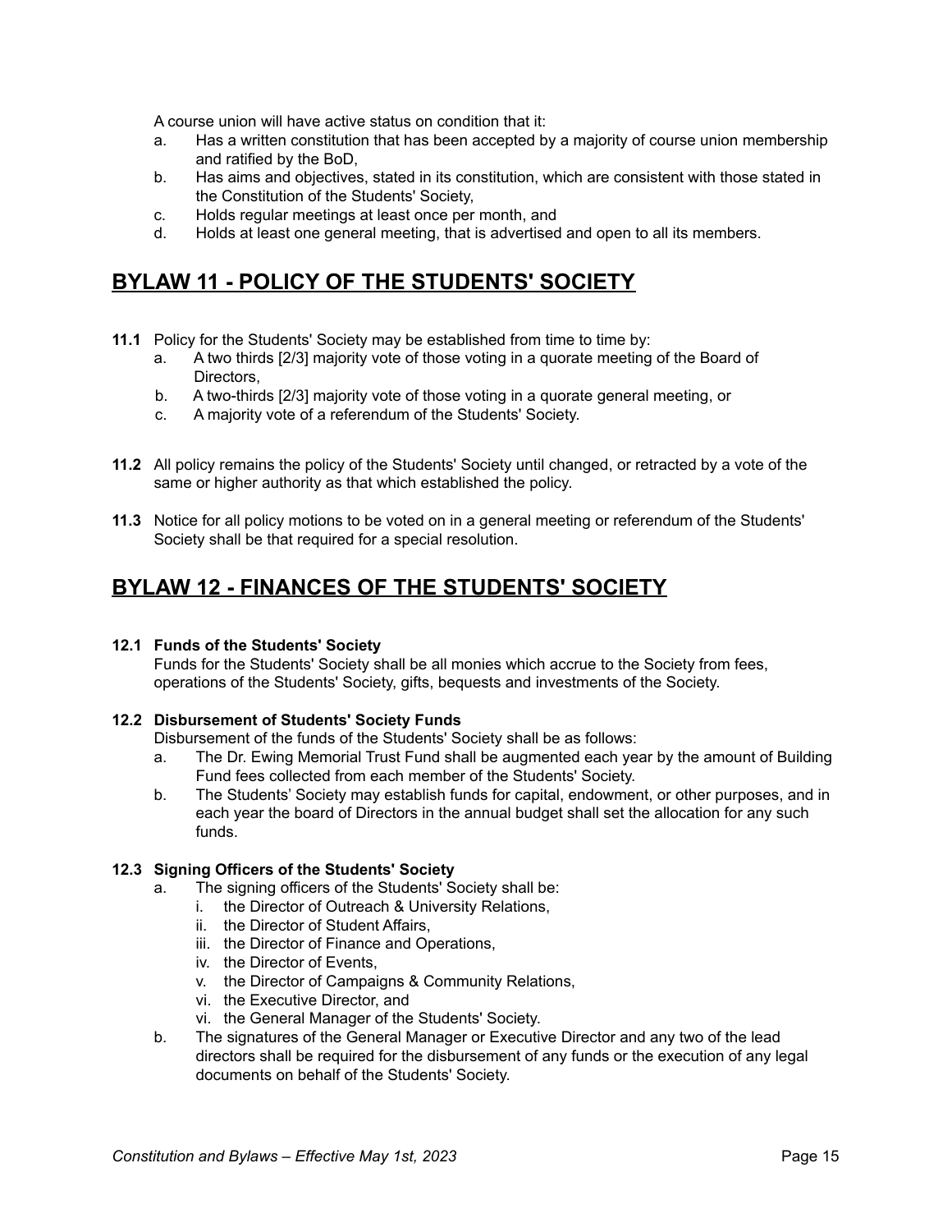A course union will have active status on condition that it:

a. Has a written constitution that has been accepted by a majority of course union membership and ratified by the BoD,
b. Has aims and objectives, stated in its constitution, which are consistent with those stated in the Constitution of the Students' Society,
c. Holds regular meetings at least once per month, and
d. Holds at least one general meeting, that is advertised and open to all its members.

## BYLAW 11 - POLICY OF THE STUDENTS' SOCIETY

**11.1** Policy for the Students' Society may be established from time to time by:

a. A two thirds [2/3] majority vote of those voting in a quorate meeting of the Board of Directors,
b. A two-thirds [2/3] majority vote of those voting in a quorate general meeting, or
c. A majority vote of a referendum of the Students' Society.

**11.2** All policy remains the policy of the Students' Society until changed, or retracted by a vote of the same or higher authority as that which established the policy.

**11.3** Notice for all policy motions to be voted on in a general meeting or referendum of the Students' Society shall be that required for a special resolution.

## BYLAW 12 - FINANCES OF THE STUDENTS' SOCIETY

**12.1 Funds of the Students' Society**

Funds for the Students' Society shall be all monies which accrue to the Society from fees, operations of the Students' Society, gifts, bequests and investments of the Society.

**12.2 Disbursement of Students' Society Funds**

Disbursement of the funds of the Students' Society shall be as follows:

a. The Dr. Ewing Memorial Trust Fund shall be augmented each year by the amount of Building Fund fees collected from each member of the Students' Society.
b. The Students' Society may establish funds for capital, endowment, or other purposes, and in each year the board of Directors in the annual budget shall set the allocation for any such funds.

**12.3 Signing Officers of the Students' Society**

a. The signing officers of the Students' Society shall be:
    i. the Director of Outreach & University Relations,
    ii. the Director of Student Affairs,
    iii. the Director of Finance and Operations,
    iv. the Director of Events,
    v. the Director of Campaigns & Community Relations,
    vi. the Executive Director, and
    vi. the General Manager of the Students' Society.
b. The signatures of the General Manager or Executive Director and any two of the lead directors shall be required for the disbursement of any funds or the execution of any legal documents on behalf of the Students' Society.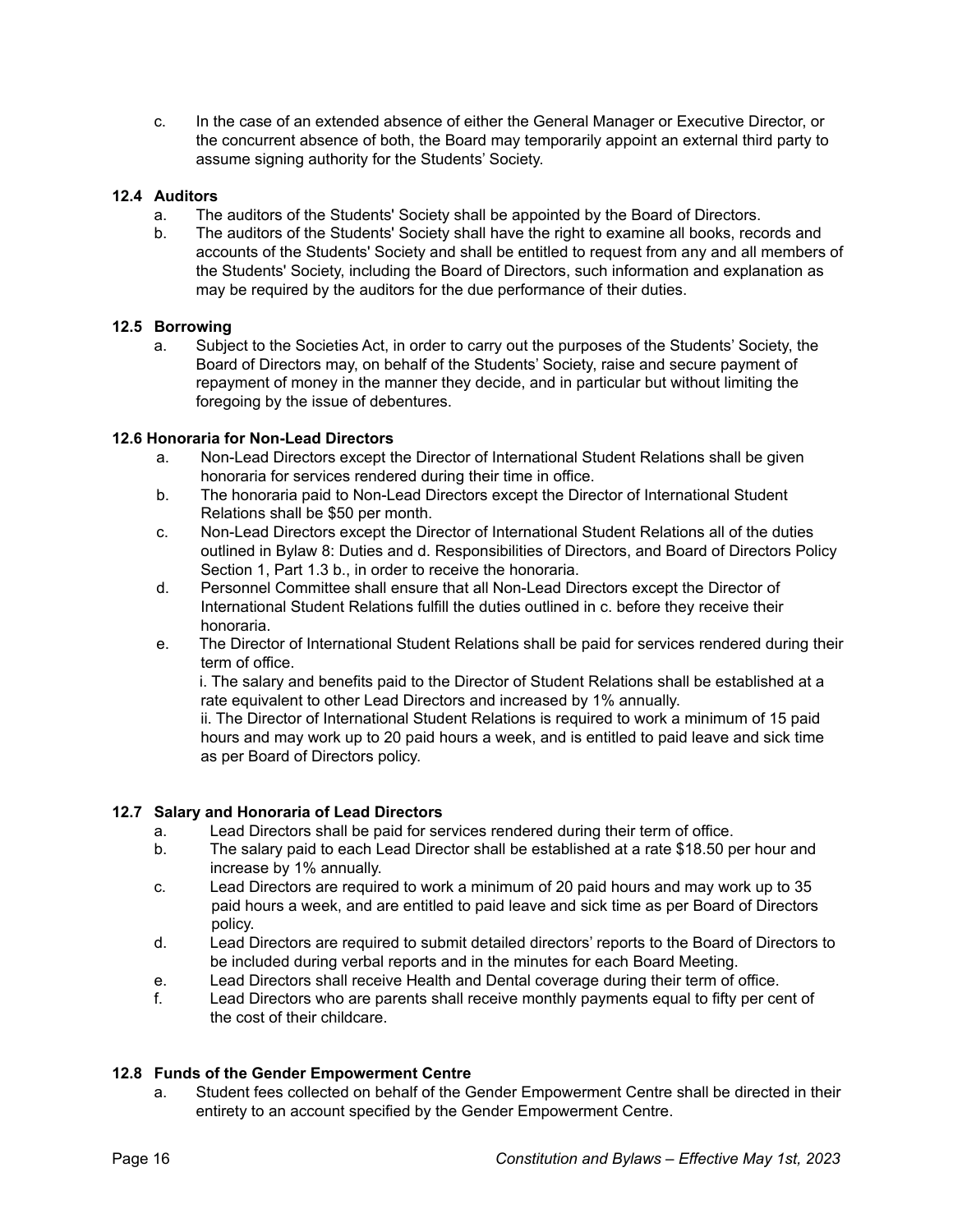c. In the case of an extended absence of either the General Manager or Executive Director, or the concurrent absence of both, the Board may temporarily appoint an external third party to assume signing authority for the Students' Society.

**12.4 Auditors**

a. The auditors of the Students' Society shall be appointed by the Board of Directors.

b. The auditors of the Students' Society shall have the right to examine all books, records and accounts of the Students' Society and shall be entitled to request from any and all members of the Students' Society, including the Board of Directors, such information and explanation as may be required by the auditors for the due performance of their duties.

**12.5 Borrowing**

a. Subject to the Societies Act, in order to carry out the purposes of the Students' Society, the Board of Directors may, on behalf of the Students' Society, raise and secure payment of repayment of money in the manner they decide, and in particular but without limiting the foregoing by the issue of debentures.

**12.6 Honoraria for Non-Lead Directors**

a. Non-Lead Directors except the Director of International Student Relations shall be given honoraria for services rendered during their time in office.

b. The honoraria paid to Non-Lead Directors except the Director of International Student Relations shall be $50 per month.

c. Non-Lead Directors except the Director of International Student Relations all of the duties outlined in Bylaw 8: Duties and d. Responsibilities of Directors, and Board of Directors Policy Section 1, Part 1.3 b., in order to receive the honoraria.

d. Personnel Committee shall ensure that all Non-Lead Directors except the Director of International Student Relations fulfill the duties outlined in c. before they receive their honoraria.

e. The Director of International Student Relations shall be paid for services rendered during their term of office.

i. The salary and benefits paid to the Director of Student Relations shall be established at a rate equivalent to other Lead Directors and increased by 1% annually.

ii. The Director of International Student Relations is required to work a minimum of 15 paid hours and may work up to 20 paid hours a week, and is entitled to paid leave and sick time as per Board of Directors policy.

**12.7 Salary and Honoraria of Lead Directors**

a. Lead Directors shall be paid for services rendered during their term of office.

b. The salary paid to each Lead Director shall be established at a rate $18.50 per hour and increase by 1% annually.

c. Lead Directors are required to work a minimum of 20 paid hours and may work up to 35 paid hours a week, and are entitled to paid leave and sick time as per Board of Directors policy.

d. Lead Directors are required to submit detailed directors' reports to the Board of Directors to be included during verbal reports and in the minutes for each Board Meeting.

e. Lead Directors shall receive Health and Dental coverage during their term of office.

f. Lead Directors who are parents shall receive monthly payments equal to fifty per cent of the cost of their childcare.

**12.8 Funds of the Gender Empowerment Centre**

a. Student fees collected on behalf of the Gender Empowerment Centre shall be directed in their entirety to an account specified by the Gender Empowerment Centre.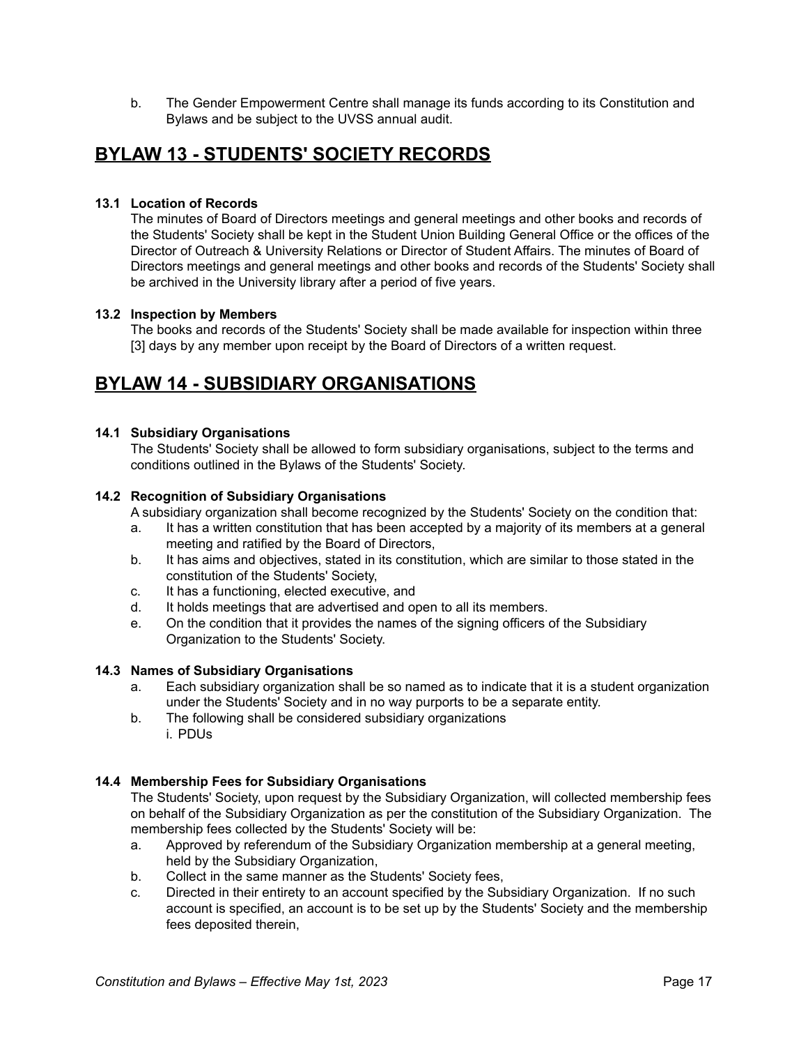b. The Gender Empowerment Centre shall manage its funds according to its Constitution and Bylaws and be subject to the UVSS annual audit.

## BYLAW 13 - STUDENTS' SOCIETY RECORDS

**13.1 Location of Records**

The minutes of Board of Directors meetings and general meetings and other books and records of the Students' Society shall be kept in the Student Union Building General Office or the offices of the Director of Outreach & University Relations or Director of Student Affairs. The minutes of Board of Directors meetings and general meetings and other books and records of the Students' Society shall be archived in the University library after a period of five years.

**13.2 Inspection by Members**

The books and records of the Students' Society shall be made available for inspection within three [3] days by any member upon receipt by the Board of Directors of a written request.

## BYLAW 14 - SUBSIDIARY ORGANISATIONS

**14.1 Subsidiary Organisations**

The Students' Society shall be allowed to form subsidiary organisations, subject to the terms and conditions outlined in the Bylaws of the Students' Society.

**14.2 Recognition of Subsidiary Organisations**

A subsidiary organization shall become recognized by the Students' Society on the condition that:

a. It has a written constitution that has been accepted by a majority of its members at a general meeting and ratified by the Board of Directors,
b. It has aims and objectives, stated in its constitution, which are similar to those stated in the constitution of the Students' Society,
c. It has a functioning, elected executive, and
d. It holds meetings that are advertised and open to all its members.
e. On the condition that it provides the names of the signing officers of the Subsidiary Organization to the Students' Society.

**14.3 Names of Subsidiary Organisations**

a. Each subsidiary organization shall be so named as to indicate that it is a student organization under the Students' Society and in no way purports to be a separate entity.
b. The following shall be considered subsidiary organizations
   i. PDUs

**14.4 Membership Fees for Subsidiary Organisations**

The Students' Society, upon request by the Subsidiary Organization, will collected membership fees on behalf of the Subsidiary Organization as per the constitution of the Subsidiary Organization. The membership fees collected by the Students' Society will be:

a. Approved by referendum of the Subsidiary Organization membership at a general meeting, held by the Subsidiary Organization,
b. Collect in the same manner as the Students' Society fees,
c. Directed in their entirety to an account specified by the Subsidiary Organization. If no such account is specified, an account is to be set up by the Students' Society and the membership fees deposited therein,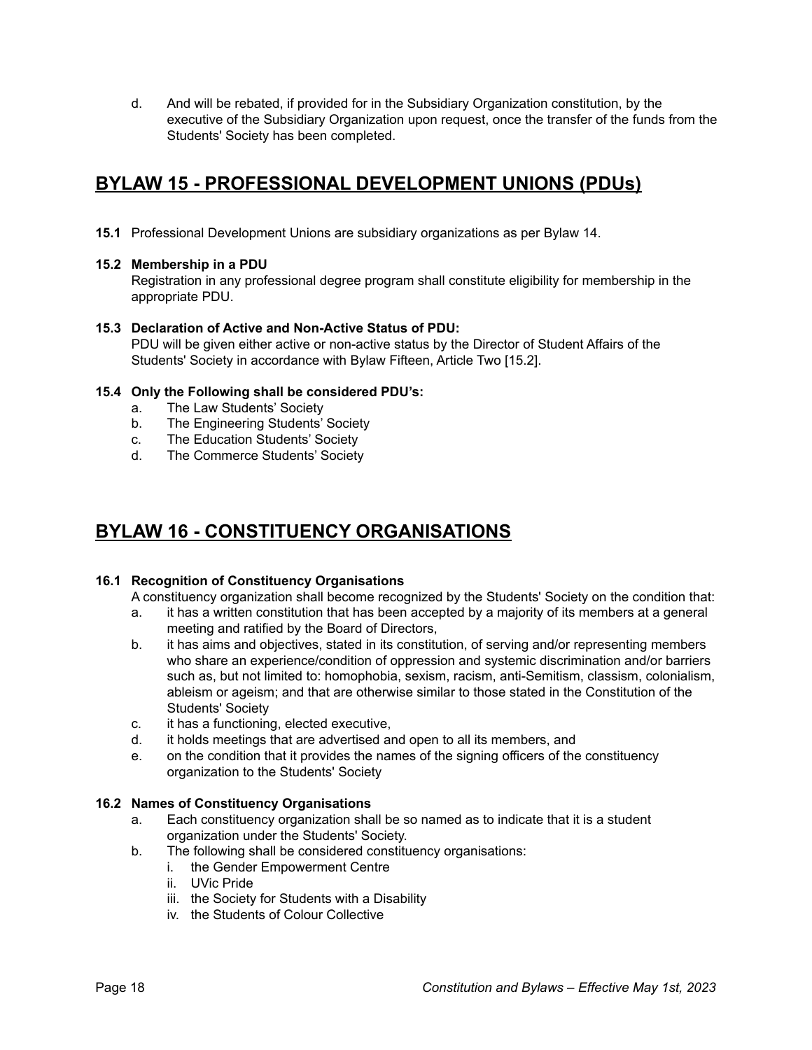d. And will be rebated, if provided for in the Subsidiary Organization constitution, by the executive of the Subsidiary Organization upon request, once the transfer of the funds from the Students' Society has been completed.

## BYLAW 15 - PROFESSIONAL DEVELOPMENT UNIONS (PDUs)

**15.1** Professional Development Unions are subsidiary organizations as per Bylaw 14.

**15.2 Membership in a PDU**
Registration in any professional degree program shall constitute eligibility for membership in the appropriate PDU.

**15.3 Declaration of Active and Non-Active Status of PDU:**
PDU will be given either active or non-active status by the Director of Student Affairs of the Students' Society in accordance with Bylaw Fifteen, Article Two [15.2].

**15.4 Only the Following shall be considered PDU's:**

a. The Law Students' Society
b. The Engineering Students' Society
c. The Education Students' Society
d. The Commerce Students' Society

## BYLAW 16 - CONSTITUENCY ORGANISATIONS

**16.1 Recognition of Constituency Organisations**
A constituency organization shall become recognized by the Students' Society on the condition that:

a. it has a written constitution that has been accepted by a majority of its members at a general meeting and ratified by the Board of Directors,
b. it has aims and objectives, stated in its constitution, of serving and/or representing members who share an experience/condition of oppression and systemic discrimination and/or barriers such as, but not limited to: homophobia, sexism, racism, anti-Semitism, classism, colonialism, ableism or ageism; and that are otherwise similar to those stated in the Constitution of the Students' Society
c. it has a functioning, elected executive,
d. it holds meetings that are advertised and open to all its members, and
e. on the condition that it provides the names of the signing officers of the constituency organization to the Students' Society

**16.2 Names of Constituency Organisations**

a. Each constituency organization shall be so named as to indicate that it is a student organization under the Students' Society.
b. The following shall be considered constituency organisations:
   i. the Gender Empowerment Centre
   ii. UVic Pride
   iii. the Society for Students with a Disability
   iv. the Students of Colour Collective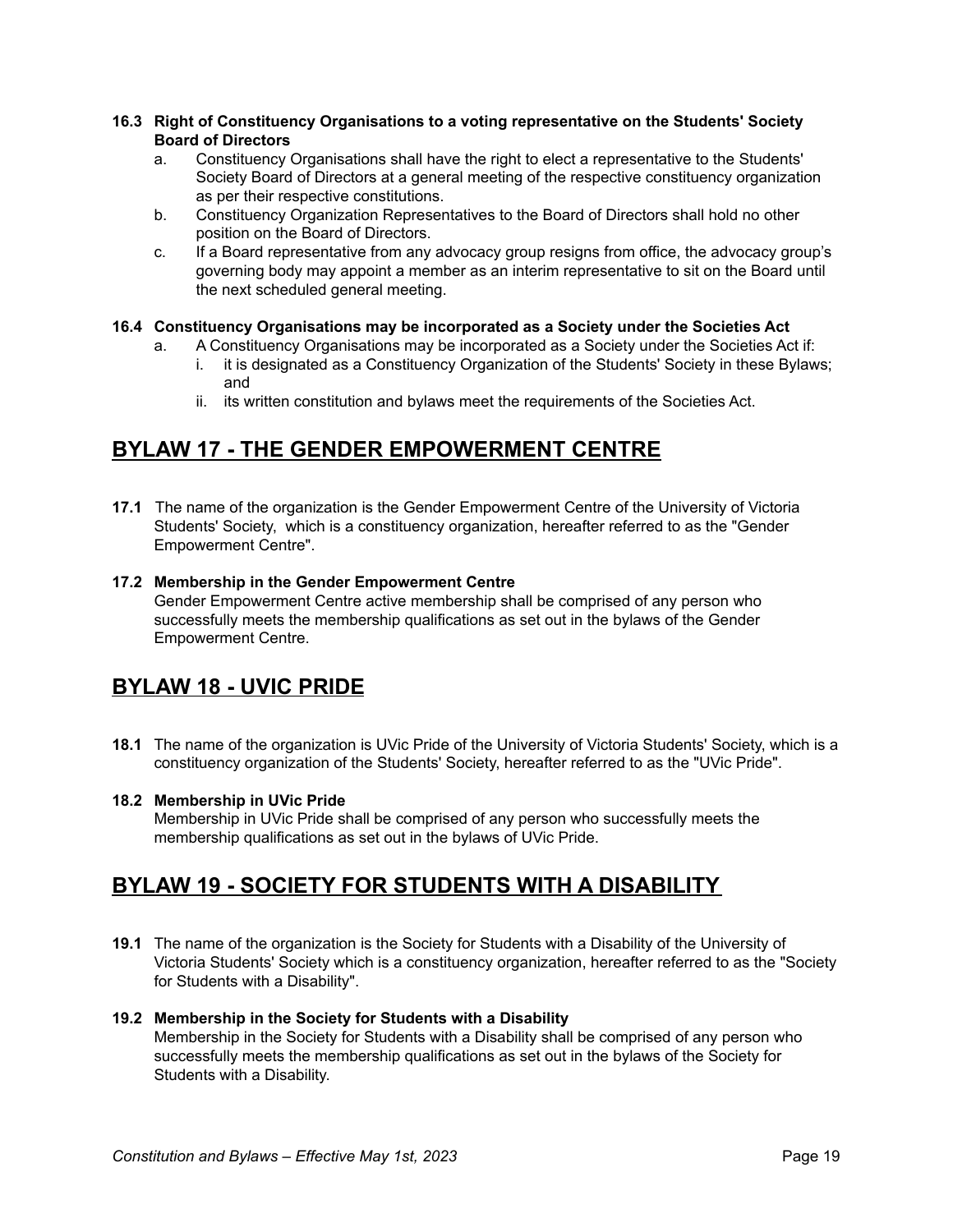**16.3 Right of Constituency Organisations to a voting representative on the Students' Society Board of Directors**

a. Constituency Organisations shall have the right to elect a representative to the Students' Society Board of Directors at a general meeting of the respective constituency organization as per their respective constitutions.

b. Constituency Organization Representatives to the Board of Directors shall hold no other position on the Board of Directors.

c. If a Board representative from any advocacy group resigns from office, the advocacy group's governing body may appoint a member as an interim representative to sit on the Board until the next scheduled general meeting.

**16.4 Constituency Organisations may be incorporated as a Society under the Societies Act**

a. A Constituency Organisations may be incorporated as a Society under the Societies Act if:
   i. it is designated as a Constituency Organization of the Students' Society in these Bylaws; and
   ii. its written constitution and bylaws meet the requirements of the Societies Act.

## BYLAW 17 - THE GENDER EMPOWERMENT CENTRE

**17.1** The name of the organization is the Gender Empowerment Centre of the University of Victoria Students' Society, which is a constituency organization, hereafter referred to as the "Gender Empowerment Centre".

**17.2 Membership in the Gender Empowerment Centre**
Gender Empowerment Centre active membership shall be comprised of any person who successfully meets the membership qualifications as set out in the bylaws of the Gender Empowerment Centre.

## BYLAW 18 - UVIC PRIDE

**18.1** The name of the organization is UVic Pride of the University of Victoria Students' Society, which is a constituency organization of the Students' Society, hereafter referred to as the "UVic Pride".

**18.2 Membership in UVic Pride**
Membership in UVic Pride shall be comprised of any person who successfully meets the membership qualifications as set out in the bylaws of UVic Pride.

## BYLAW 19 - SOCIETY FOR STUDENTS WITH A DISABILITY

**19.1** The name of the organization is the Society for Students with a Disability of the University of Victoria Students' Society which is a constituency organization, hereafter referred to as the "Society for Students with a Disability".

**19.2 Membership in the Society for Students with a Disability**
Membership in the Society for Students with a Disability shall be comprised of any person who successfully meets the membership qualifications as set out in the bylaws of the Society for Students with a Disability.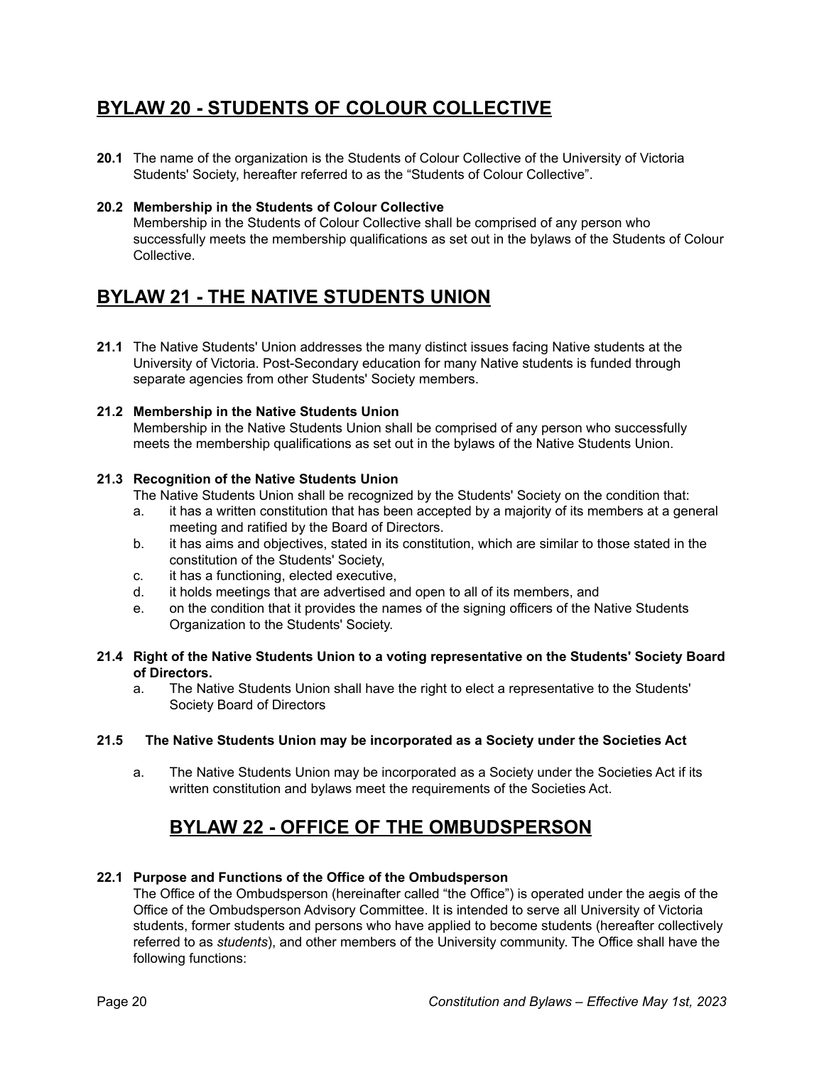# BYLAW 20 - STUDENTS OF COLOUR COLLECTIVE

**20.1** The name of the organization is the Students of Colour Collective of the University of Victoria Students' Society, hereafter referred to as the "Students of Colour Collective".

**20.2 Membership in the Students of Colour Collective**
Membership in the Students of Colour Collective shall be comprised of any person who successfully meets the membership qualifications as set out in the bylaws of the Students of Colour Collective.

# BYLAW 21 - THE NATIVE STUDENTS UNION

**21.1** The Native Students' Union addresses the many distinct issues facing Native students at the University of Victoria. Post-Secondary education for many Native students is funded through separate agencies from other Students' Society members.

**21.2 Membership in the Native Students Union**
Membership in the Native Students Union shall be comprised of any person who successfully meets the membership qualifications as set out in the bylaws of the Native Students Union.

**21.3 Recognition of the Native Students Union**
The Native Students Union shall be recognized by the Students' Society on the condition that:

a. it has a written constitution that has been accepted by a majority of its members at a general meeting and ratified by the Board of Directors.
b. it has aims and objectives, stated in its constitution, which are similar to those stated in the constitution of the Students' Society,
c. it has a functioning, elected executive,
d. it holds meetings that are advertised and open to all of its members, and
e. on the condition that it provides the names of the signing officers of the Native Students Organization to the Students' Society.

**21.4 Right of the Native Students Union to a voting representative on the Students' Society Board of Directors.**

a. The Native Students Union shall have the right to elect a representative to the Students' Society Board of Directors

**21.5 The Native Students Union may be incorporated as a Society under the Societies Act**

a. The Native Students Union may be incorporated as a Society under the Societies Act if its written constitution and bylaws meet the requirements of the Societies Act.

# BYLAW 22 - OFFICE OF THE OMBUDSPERSON

**22.1 Purpose and Functions of the Office of the Ombudsperson**
The Office of the Ombudsperson (hereinafter called "the Office") is operated under the aegis of the Office of the Ombudsperson Advisory Committee. It is intended to serve all University of Victoria students, former students and persons who have applied to become students (hereafter collectively referred to as *students*), and other members of the University community. The Office shall have the following functions: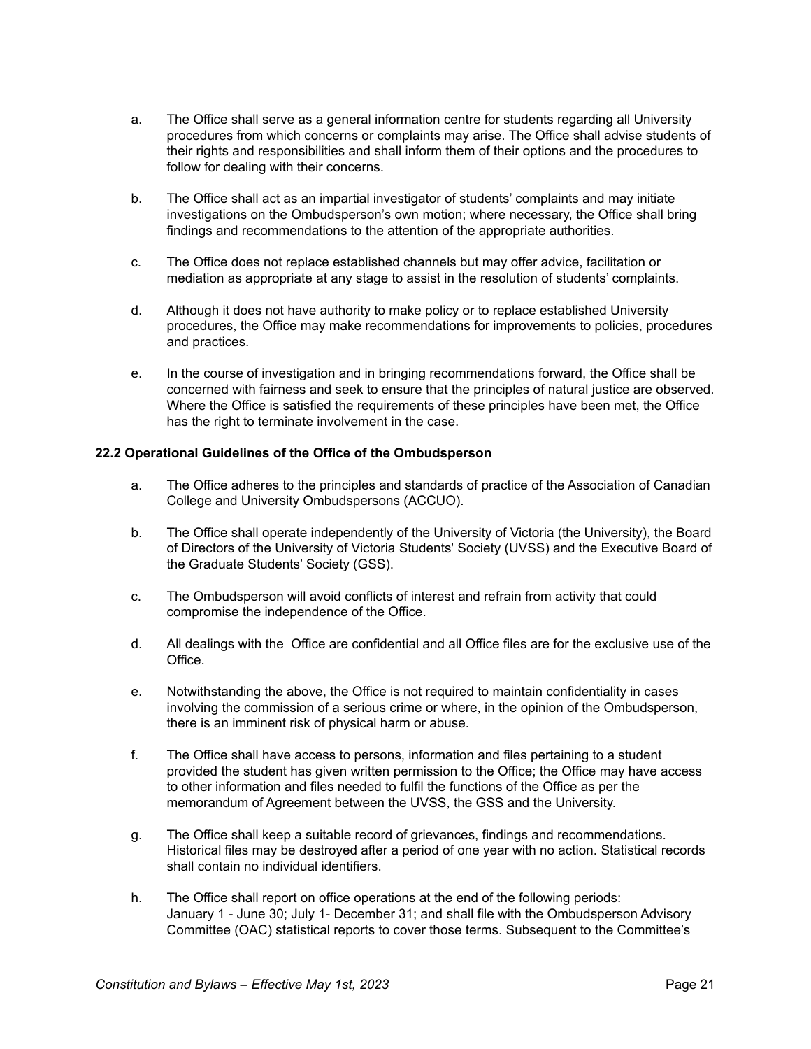a. The Office shall serve as a general information centre for students regarding all University procedures from which concerns or complaints may arise. The Office shall advise students of their rights and responsibilities and shall inform them of their options and the procedures to follow for dealing with their concerns.

b. The Office shall act as an impartial investigator of students' complaints and may initiate investigations on the Ombudsperson's own motion; where necessary, the Office shall bring findings and recommendations to the attention of the appropriate authorities.

c. The Office does not replace established channels but may offer advice, facilitation or mediation as appropriate at any stage to assist in the resolution of students' complaints.

d. Although it does not have authority to make policy or to replace established University procedures, the Office may make recommendations for improvements to policies, procedures and practices.

e. In the course of investigation and in bringing recommendations forward, the Office shall be concerned with fairness and seek to ensure that the principles of natural justice are observed. Where the Office is satisfied the requirements of these principles have been met, the Office has the right to terminate involvement in the case.

**22.2 Operational Guidelines of the Office of the Ombudsperson**

a. The Office adheres to the principles and standards of practice of the Association of Canadian College and University Ombudspersons (ACCUO).

b. The Office shall operate independently of the University of Victoria (the University), the Board of Directors of the University of Victoria Students' Society (UVSS) and the Executive Board of the Graduate Students' Society (GSS).

c. The Ombudsperson will avoid conflicts of interest and refrain from activity that could compromise the independence of the Office.

d. All dealings with the Office are confidential and all Office files are for the exclusive use of the Office.

e. Notwithstanding the above, the Office is not required to maintain confidentiality in cases involving the commission of a serious crime or where, in the opinion of the Ombudsperson, there is an imminent risk of physical harm or abuse.

f. The Office shall have access to persons, information and files pertaining to a student provided the student has given written permission to the Office; the Office may have access to other information and files needed to fulfil the functions of the Office as per the memorandum of Agreement between the UVSS, the GSS and the University.

g. The Office shall keep a suitable record of grievances, findings and recommendations. Historical files may be destroyed after a period of one year with no action. Statistical records shall contain no individual identifiers.

h. The Office shall report on office operations at the end of the following periods: January 1 - June 30; July 1- December 31; and shall file with the Ombudsperson Advisory Committee (OAC) statistical reports to cover those terms. Subsequent to the Committee's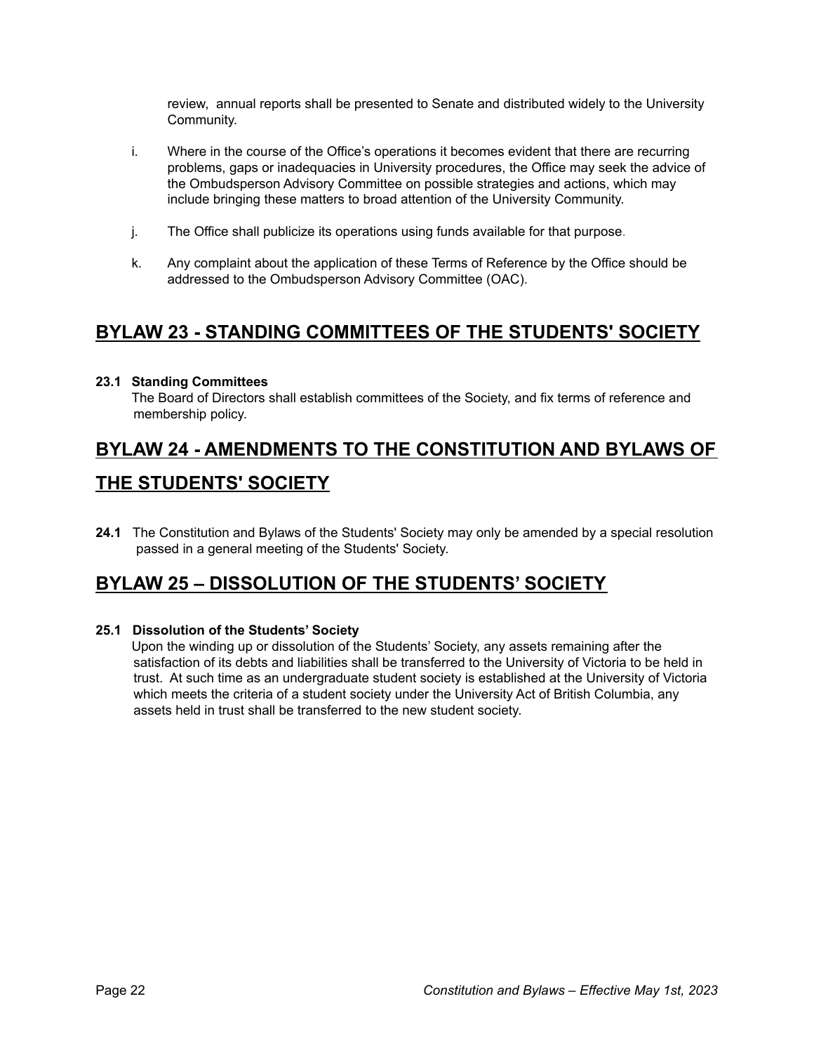review, annual reports shall be presented to Senate and distributed widely to the University Community.

i. Where in the course of the Office's operations it becomes evident that there are recurring problems, gaps or inadequacies in University procedures, the Office may seek the advice of the Ombudsperson Advisory Committee on possible strategies and actions, which may include bringing these matters to broad attention of the University Community.

j. The Office shall publicize its operations using funds available for that purpose.

k. Any complaint about the application of these Terms of Reference by the Office should be addressed to the Ombudsperson Advisory Committee (OAC).

## BYLAW 23 - STANDING COMMITTEES OF THE STUDENTS' SOCIETY

**23.1 Standing Committees**
The Board of Directors shall establish committees of the Society, and fix terms of reference and membership policy.

## BYLAW 24 - AMENDMENTS TO THE CONSTITUTION AND BYLAWS OF THE STUDENTS' SOCIETY

**24.1** The Constitution and Bylaws of the Students' Society may only be amended by a special resolution passed in a general meeting of the Students' Society.

## BYLAW 25 – DISSOLUTION OF THE STUDENTS' SOCIETY

**25.1 Dissolution of the Students' Society**
Upon the winding up or dissolution of the Students' Society, any assets remaining after the satisfaction of its debts and liabilities shall be transferred to the University of Victoria to be held in trust. At such time as an undergraduate student society is established at the University of Victoria which meets the criteria of a student society under the University Act of British Columbia, any assets held in trust shall be transferred to the new student society.